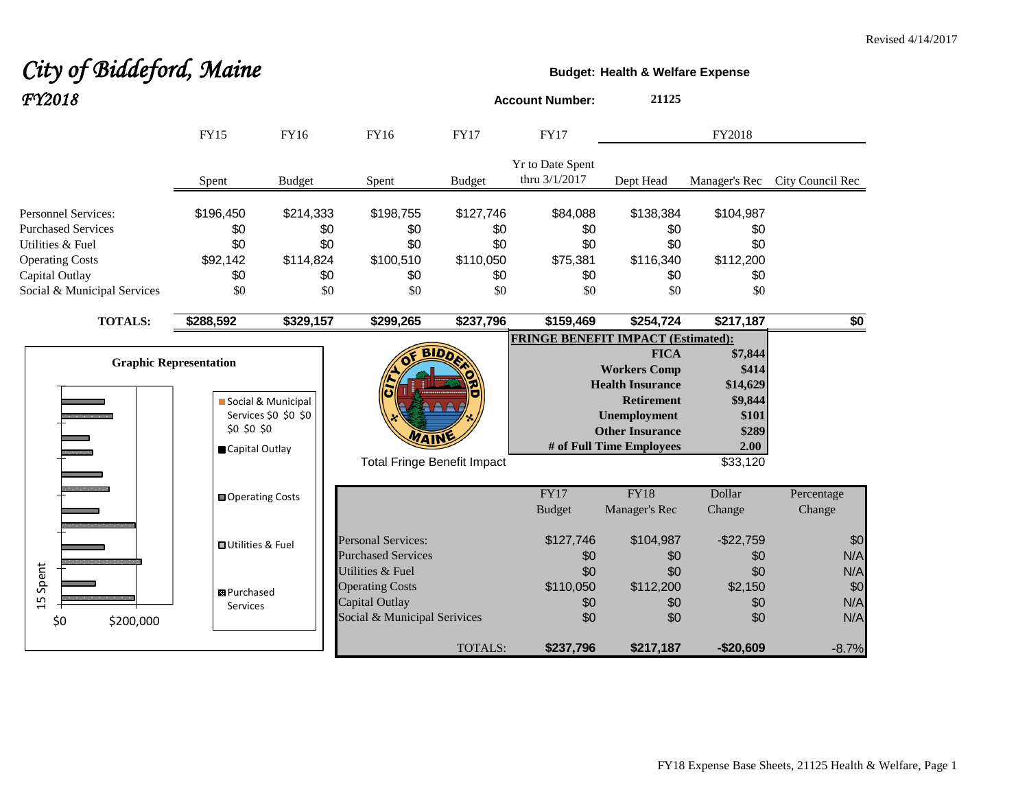Revised 4/14/2017

# City of Biddeford, Maine

## FY2018

**Budget: Health & Welfare Expense**

**Account Number:** 21125

| | FY15 Spent | FY16 Budget | FY16 Spent | FY17 Budget | FY17 Yr to Date Spent thru 3/1/2017 | FY2018 Dept Head | FY2018 Manager's Rec | FY2018 City Council Rec |
|---|---|---|---|---|---|---|---|---|
| Personnel Services: | $196,450 | $214,333 | $198,755 | $127,746 | $84,088 | $138,384 | $104,987 | |
| Purchased Services | $0 | $0 | $0 | $0 | $0 | $0 | $0 | |
| Utilities & Fuel | $0 | $0 | $0 | $0 | $0 | $0 | $0 | |
| Operating Costs | $92,142 | $114,824 | $100,510 | $110,050 | $75,381 | $116,340 | $112,200 | |
| Capital Outlay | $0 | $0 | $0 | $0 | $0 | $0 | $0 | |
| Social & Municipal Services | $0 | $0 | $0 | $0 | $0 | $0 | $0 | |
| **TOTALS:** | **$288,592** | **$329,157** | **$299,265** | **$237,796** | **$159,469** | **$254,724** | **$217,187** | **$0** |

**FRINGE BENEFIT IMPACT (Estimated):**

| | |
|---|---|
| **FICA** | **$7,844** |
| **Workers Comp** | **$414** |
| **Health Insurance** | **$14,629** |
| **Retirement** | **$9,844** |
| **Unemployment** | **$101** |
| **Other Insurance** | **$289** |
| **# of Full Time Employees** | **2.00** |
| Total Fringe Benefit Impact | $33,120 |

**Graphic Representation**

Social & Municipal Services $0 $0 $0 $0 $0 $0; Capital Outlay; Operating Costs; Utilities & Fuel; Purchased Services

15 Spent; $0; $200,000

| | FY17 Budget | FY18 Manager's Rec | Dollar Change | Percentage Change |
|---|---|---|---|---|
| Personal Services: | $127,746 | $104,987 | -$22,759 | $0 |
| Purchased Services | $0 | $0 | $0 | N/A |
| Utilities & Fuel | $0 | $0 | $0 | N/A |
| Operating Costs | $110,050 | $112,200 | $2,150 | $0 |
| Capital Outlay | $0 | $0 | $0 | N/A |
| Social & Municipal Services | $0 | $0 | $0 | N/A |
| TOTALS: | **$237,796** | **$217,187** | **-$20,609** | -8.7% |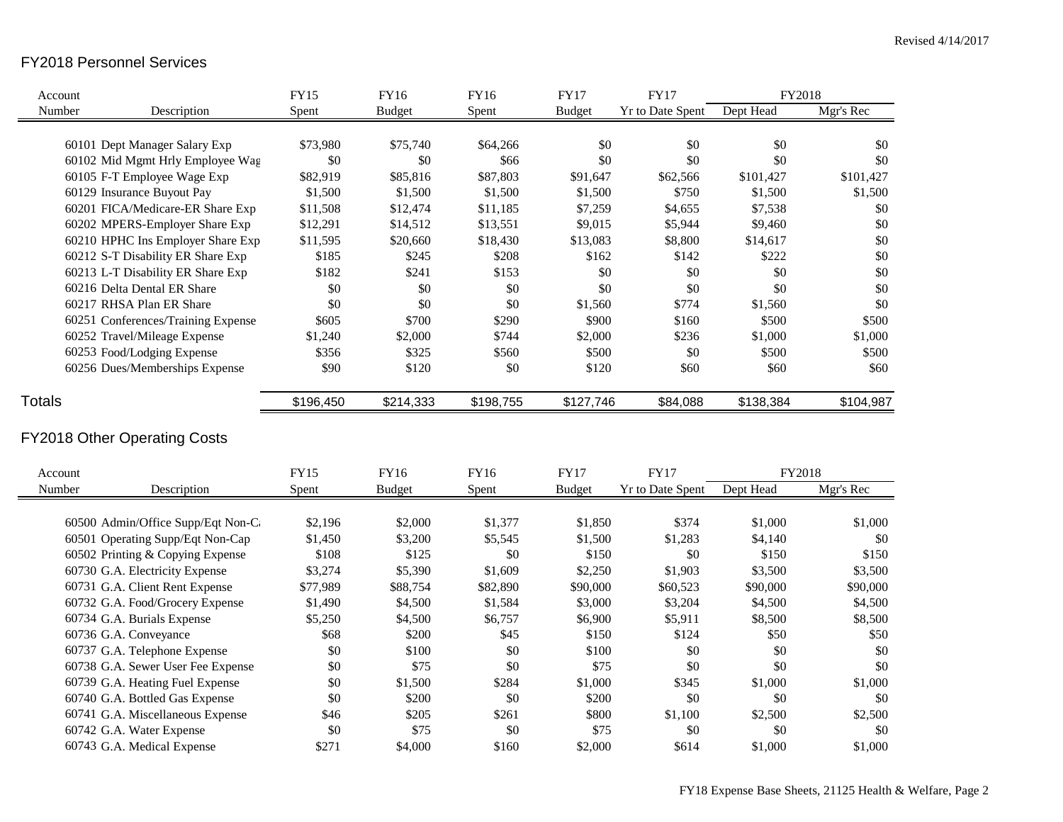Revised 4/14/2017

## FY2018 Personnel Services

| Account Number | Description | FY15 Spent | FY16 Budget | FY16 Spent | FY17 Budget | FY17 Yr to Date Spent | FY2018 Dept Head | FY2018 Mgr's Rec |
|---|---|---|---|---|---|---|---|---|
| 60101 | Dept Manager Salary Exp | $73,980 | $75,740 | $64,266 | $0 | $0 | $0 | $0 |
| 60102 | Mid Mgmt Hrly Employee Wag | $0 | $0 | $66 | $0 | $0 | $0 | $0 |
| 60105 | F-T Employee Wage Exp | $82,919 | $85,816 | $87,803 | $91,647 | $62,566 | $101,427 | $101,427 |
| 60129 | Insurance Buyout Pay | $1,500 | $1,500 | $1,500 | $1,500 | $750 | $1,500 | $1,500 |
| 60201 | FICA/Medicare-ER Share Exp | $11,508 | $12,474 | $11,185 | $7,259 | $4,655 | $7,538 | $0 |
| 60202 | MPERS-Employer Share Exp | $12,291 | $14,512 | $13,551 | $9,015 | $5,944 | $9,460 | $0 |
| 60210 | HPHC Ins Employer Share Exp | $11,595 | $20,660 | $18,430 | $13,083 | $8,800 | $14,617 | $0 |
| 60212 | S-T Disability ER Share Exp | $185 | $245 | $208 | $162 | $142 | $222 | $0 |
| 60213 | L-T Disability ER Share Exp | $182 | $241 | $153 | $0 | $0 | $0 | $0 |
| 60216 | Delta Dental ER Share | $0 | $0 | $0 | $0 | $0 | $0 | $0 |
| 60217 | RHSA Plan ER Share | $0 | $0 | $0 | $1,560 | $774 | $1,560 | $0 |
| 60251 | Conferences/Training Expense | $605 | $700 | $290 | $900 | $160 | $500 | $500 |
| 60252 | Travel/Mileage Expense | $1,240 | $2,000 | $744 | $2,000 | $236 | $1,000 | $1,000 |
| 60253 | Food/Lodging Expense | $356 | $325 | $560 | $500 | $0 | $500 | $500 |
| 60256 | Dues/Memberships Expense | $90 | $120 | $0 | $120 | $60 | $60 | $60 |
| **Totals** | | $196,450 | $214,333 | $198,755 | $127,746 | $84,088 | $138,384 | $104,987 |

## FY2018 Other Operating Costs

| Account Number | Description | FY15 Spent | FY16 Budget | FY16 Spent | FY17 Budget | FY17 Yr to Date Spent | FY2018 Dept Head | FY2018 Mgr's Rec |
|---|---|---|---|---|---|---|---|---|
| 60500 | Admin/Office Supp/Eqt Non-Ca | $2,196 | $2,000 | $1,377 | $1,850 | $374 | $1,000 | $1,000 |
| 60501 | Operating Supp/Eqt Non-Cap | $1,450 | $3,200 | $5,545 | $1,500 | $1,283 | $4,140 | $0 |
| 60502 | Printing & Copying Expense | $108 | $125 | $0 | $150 | $0 | $150 | $150 |
| 60730 | G.A. Electricity Expense | $3,274 | $5,390 | $1,609 | $2,250 | $1,903 | $3,500 | $3,500 |
| 60731 | G.A. Client Rent Expense | $77,989 | $88,754 | $82,890 | $90,000 | $60,523 | $90,000 | $90,000 |
| 60732 | G.A. Food/Grocery Expense | $1,490 | $4,500 | $1,584 | $3,000 | $3,204 | $4,500 | $4,500 |
| 60734 | G.A. Burials Expense | $5,250 | $4,500 | $6,757 | $6,900 | $5,911 | $8,500 | $8,500 |
| 60736 | G.A. Conveyance | $68 | $200 | $45 | $150 | $124 | $50 | $50 |
| 60737 | G.A. Telephone Expense | $0 | $100 | $0 | $100 | $0 | $0 | $0 |
| 60738 | G.A. Sewer User Fee Expense | $0 | $75 | $0 | $75 | $0 | $0 | $0 |
| 60739 | G.A. Heating Fuel Expense | $0 | $1,500 | $284 | $1,000 | $345 | $1,000 | $1,000 |
| 60740 | G.A. Bottled Gas Expense | $0 | $200 | $0 | $200 | $0 | $0 | $0 |
| 60741 | G.A. Miscellaneous Expense | $46 | $205 | $261 | $800 | $1,100 | $2,500 | $2,500 |
| 60742 | G.A. Water Expense | $0 | $75 | $0 | $75 | $0 | $0 | $0 |
| 60743 | G.A. Medical Expense | $271 | $4,000 | $160 | $2,000 | $614 | $1,000 | $1,000 |

FY18 Expense Base Sheets, 21125 Health & Welfare, Page 2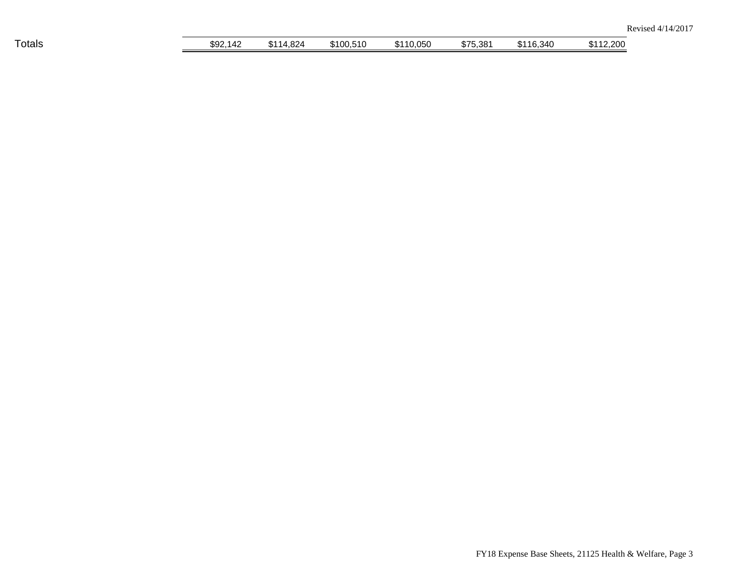Revised 4/14/2017

| Totals | $92,142 | $114,824 | $100,510 | $110,050 | $75,381 | $116,340 | $112,200 |
|---|---|---|---|---|---|---|---|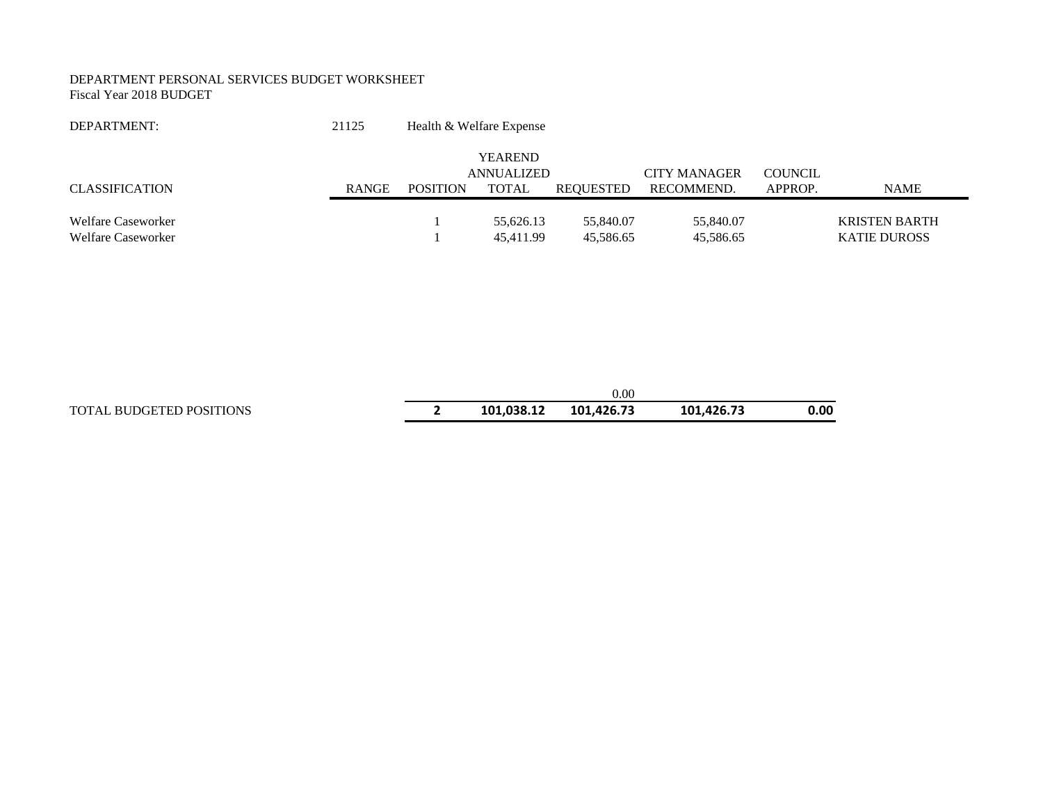DEPARTMENT PERSONAL SERVICES BUDGET WORKSHEET
Fiscal Year 2018 BUDGET

DEPARTMENT: 21125 Health & Welfare Expense

| CLASSIFICATION | RANGE | POSITION | YEAREND ANNUALIZED TOTAL | REQUESTED | CITY MANAGER RECOMMEND. | COUNCIL APPROP. | NAME |
|---|---|---|---|---|---|---|---|
| Welfare Caseworker | | 1 | 55,626.13 | 55,840.07 | 55,840.07 | | KRISTEN BARTH |
| Welfare Caseworker | | 1 | 45,411.99 | 45,586.65 | 45,586.65 | | KATIE DUROSS |
| | | | | 0.00 | | | |
| TOTAL BUDGETED POSITIONS | | **2** | **101,038.12** | **101,426.73** | **101,426.73** | **0.00** | |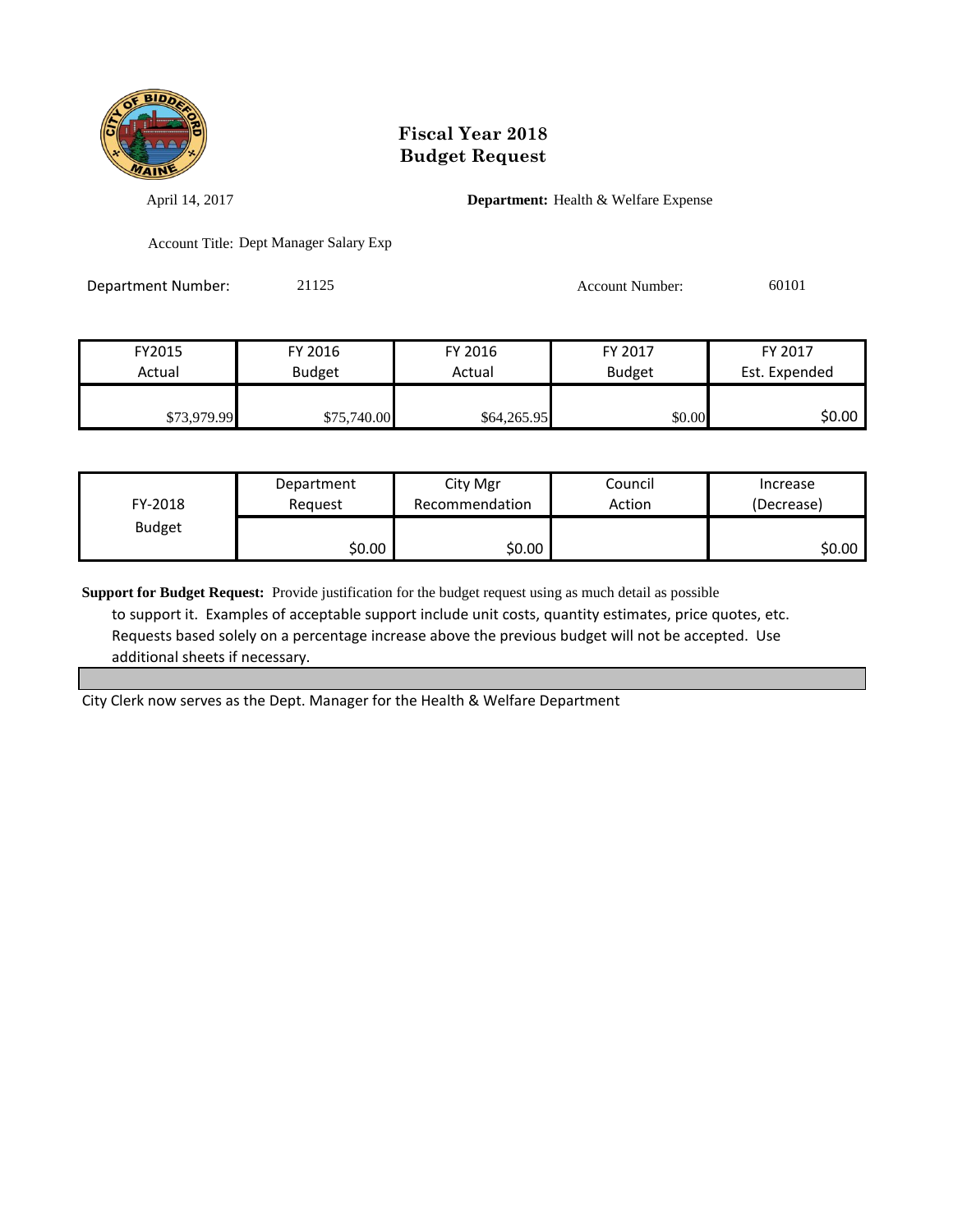# Fiscal Year 2018
# Budget Request

April 14, 2017

**Department:** Health & Welfare Expense

Account Title: Dept Manager Salary Exp

Department Number: 21125

Account Number: 60101

| FY2015 Actual | FY 2016 Budget | FY 2016 Actual | FY 2017 Budget | FY 2017 Est. Expended |
|---|---|---|---|---|
| $73,979.99 | $75,740.00 | $64,265.95 | $0.00 | $0.00 |

| FY-2018 Budget | Department Request | City Mgr Recommendation | Council Action | Increase (Decrease) |
|---|---|---|---|---|
| | $0.00 | $0.00 | | $0.00 |

**Support for Budget Request:** Provide justification for the budget request using as much detail as possible to support it. Examples of acceptable support include unit costs, quantity estimates, price quotes, etc. Requests based solely on a percentage increase above the previous budget will not be accepted. Use additional sheets if necessary.

City Clerk now serves as the Dept. Manager for the Health & Welfare Department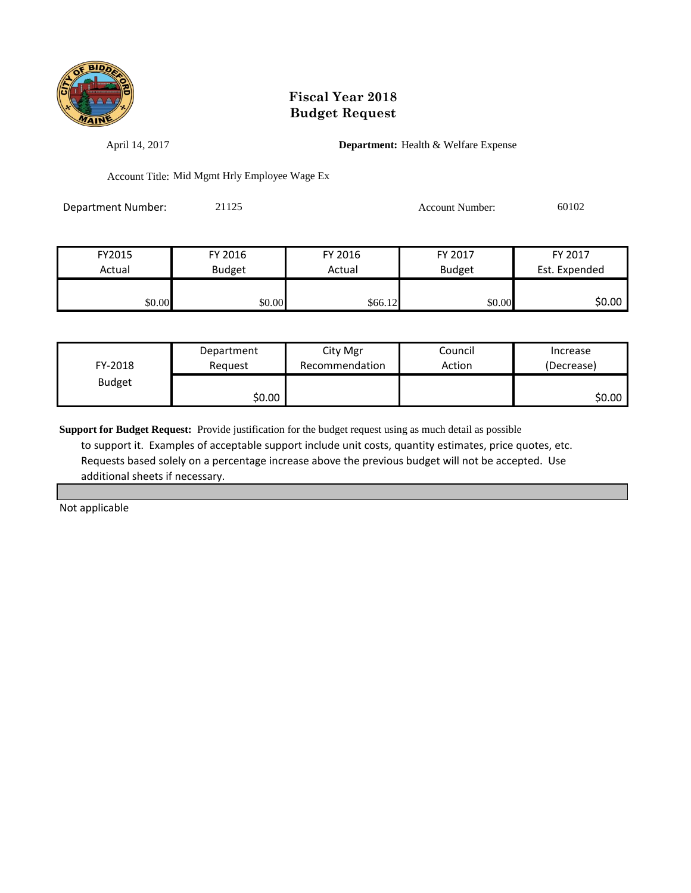# Fiscal Year 2018
# Budget Request

April 14, 2017

**Department:** Health & Welfare Expense

Account Title: Mid Mgmt Hrly Employee Wage Ex

Department Number: 21125

Account Number: 60102

| FY2015 Actual | FY 2016 Budget | FY 2016 Actual | FY 2017 Budget | FY 2017 Est. Expended |
|---|---|---|---|---|
| $0.00 | $0.00 | $66.12 | $0.00 | $0.00 |

| FY-2018 Budget | Department Request | City Mgr Recommendation | Council Action | Increase (Decrease) |
|---|---|---|---|---|
| | $0.00 | | | $0.00 |

**Support for Budget Request:** Provide justification for the budget request using as much detail as possible to support it. Examples of acceptable support include unit costs, quantity estimates, price quotes, etc. Requests based solely on a percentage increase above the previous budget will not be accepted. Use additional sheets if necessary.

Not applicable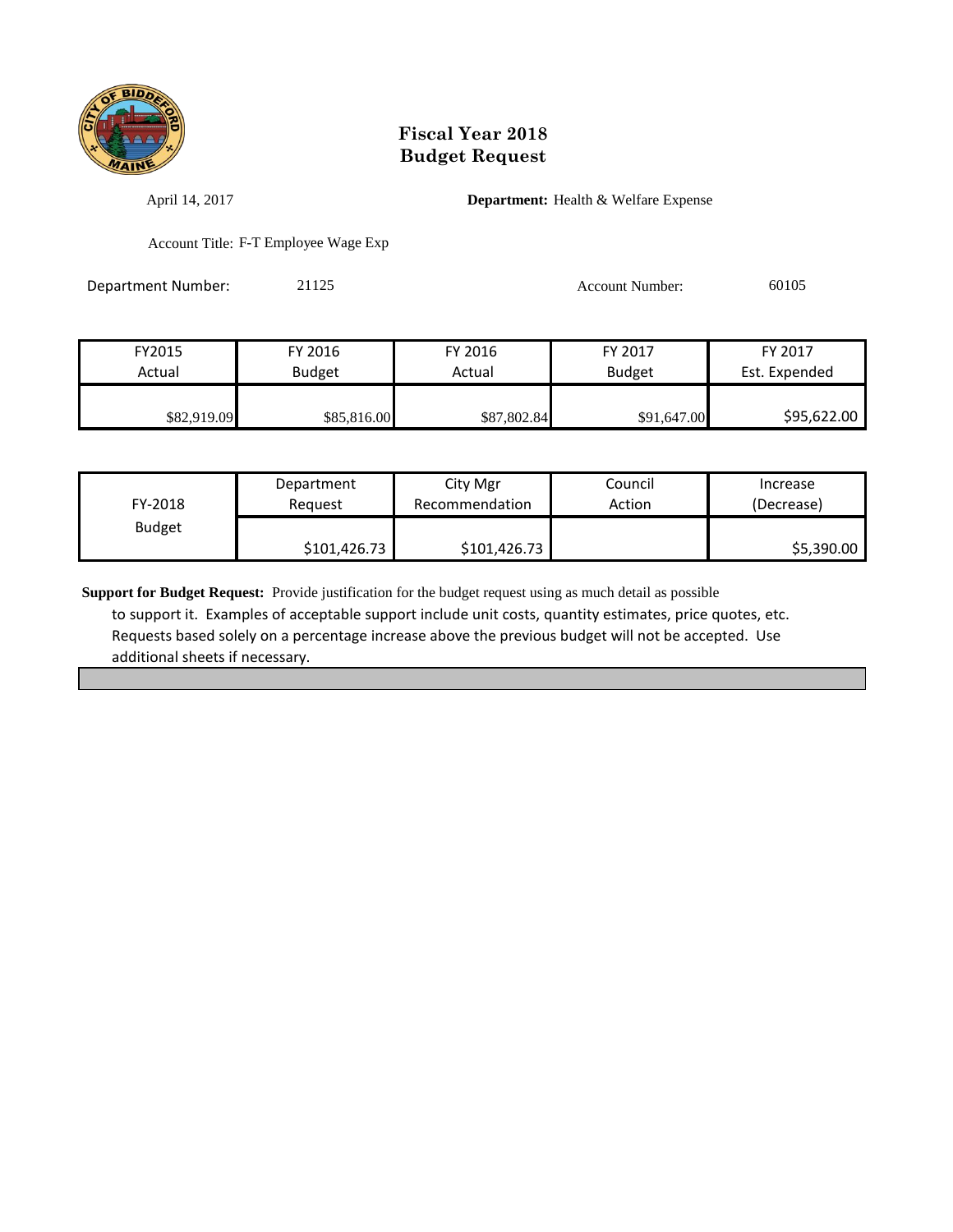# Fiscal Year 2018
# Budget Request

April 14, 2017

**Department:** Health & Welfare Expense

Account Title: F-T Employee Wage Exp

Department Number: 21125

Account Number: 60105

| FY2015 Actual | FY 2016 Budget | FY 2016 Actual | FY 2017 Budget | FY 2017 Est. Expended |
|---|---|---|---|---|
| $82,919.09 | $85,816.00 | $87,802.84 | $91,647.00 | $95,622.00 |

| FY-2018 Budget | Department Request | City Mgr Recommendation | Council Action | Increase (Decrease) |
|---|---|---|---|---|
| | $101,426.73 | $101,426.73 | | $5,390.00 |

**Support for Budget Request:** Provide justification for the budget request using as much detail as possible to support it. Examples of acceptable support include unit costs, quantity estimates, price quotes, etc. Requests based solely on a percentage increase above the previous budget will not be accepted. Use additional sheets if necessary.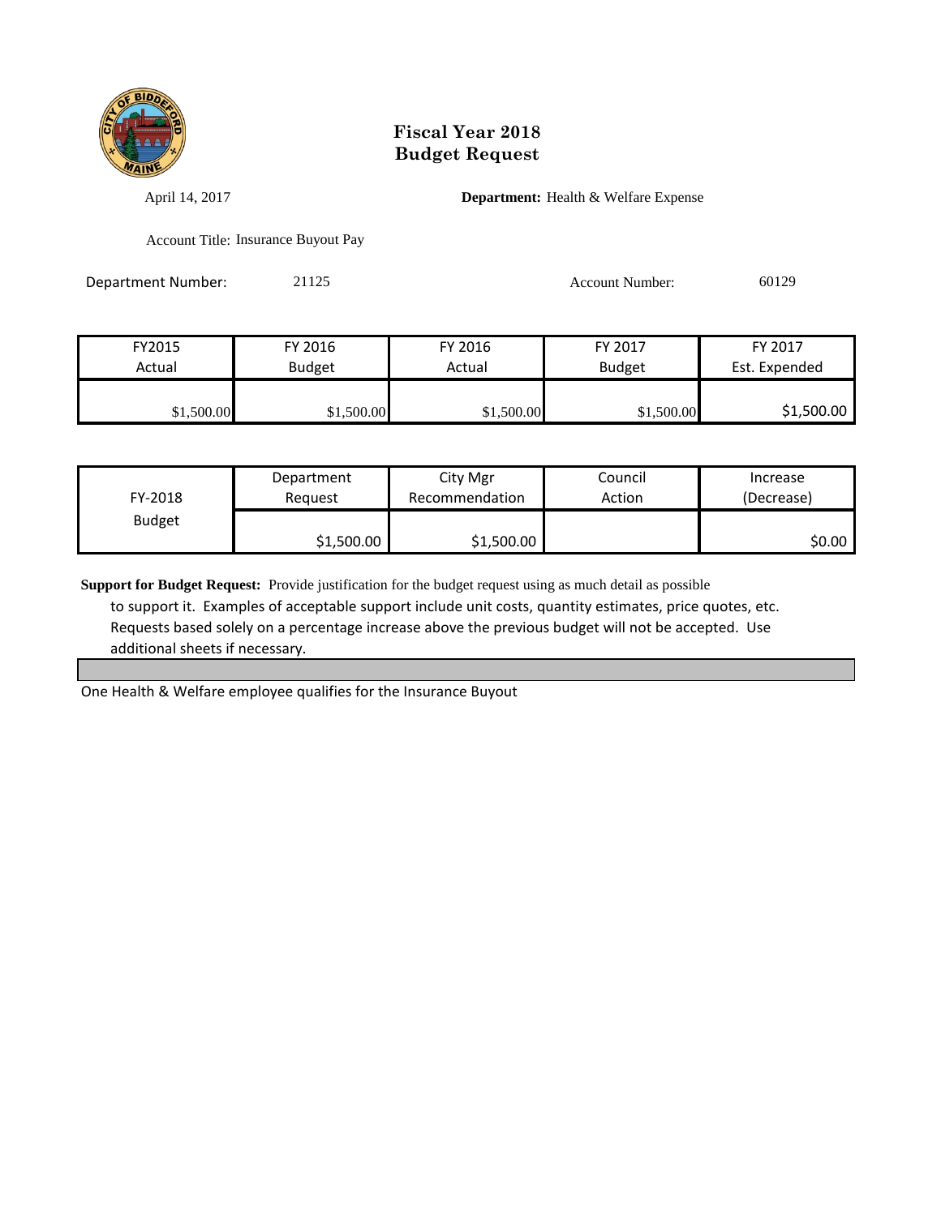# Fiscal Year 2018
# Budget Request

April 14, 2017

**Department:** Health & Welfare Expense

Account Title: Insurance Buyout Pay

Department Number: 21125

Account Number: 60129

| FY2015 Actual | FY 2016 Budget | FY 2016 Actual | FY 2017 Budget | FY 2017 Est. Expended |
|---|---|---|---|---|
| $1,500.00 | $1,500.00 | $1,500.00 | $1,500.00 | $1,500.00 |

| FY-2018 Budget | Department Request | City Mgr Recommendation | Council Action | Increase (Decrease) |
|---|---|---|---|---|
| | $1,500.00 | $1,500.00 | | $0.00 |

**Support for Budget Request:** Provide justification for the budget request using as much detail as possible to support it. Examples of acceptable support include unit costs, quantity estimates, price quotes, etc. Requests based solely on a percentage increase above the previous budget will not be accepted. Use additional sheets if necessary.

One Health & Welfare employee qualifies for the Insurance Buyout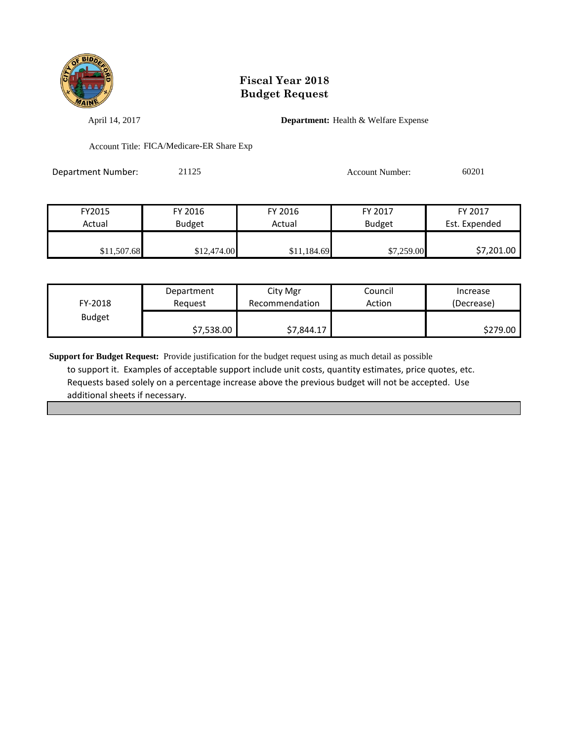# Fiscal Year 2018
# Budget Request

April 14, 2017

**Department:** Health & Welfare Expense

Account Title: FICA/Medicare-ER Share Exp

Department Number: 21125

Account Number: 60201

| FY2015 Actual | FY 2016 Budget | FY 2016 Actual | FY 2017 Budget | FY 2017 Est. Expended |
|---|---|---|---|---|
| $11,507.68 | $12,474.00 | $11,184.69 | $7,259.00 | $7,201.00 |

| FY-2018 Budget | Department Request | City Mgr Recommendation | Council Action | Increase (Decrease) |
|---|---|---|---|---|
| | $7,538.00 | $7,844.17 | | $279.00 |

**Support for Budget Request:** Provide justification for the budget request using as much detail as possible to support it. Examples of acceptable support include unit costs, quantity estimates, price quotes, etc. Requests based solely on a percentage increase above the previous budget will not be accepted. Use additional sheets if necessary.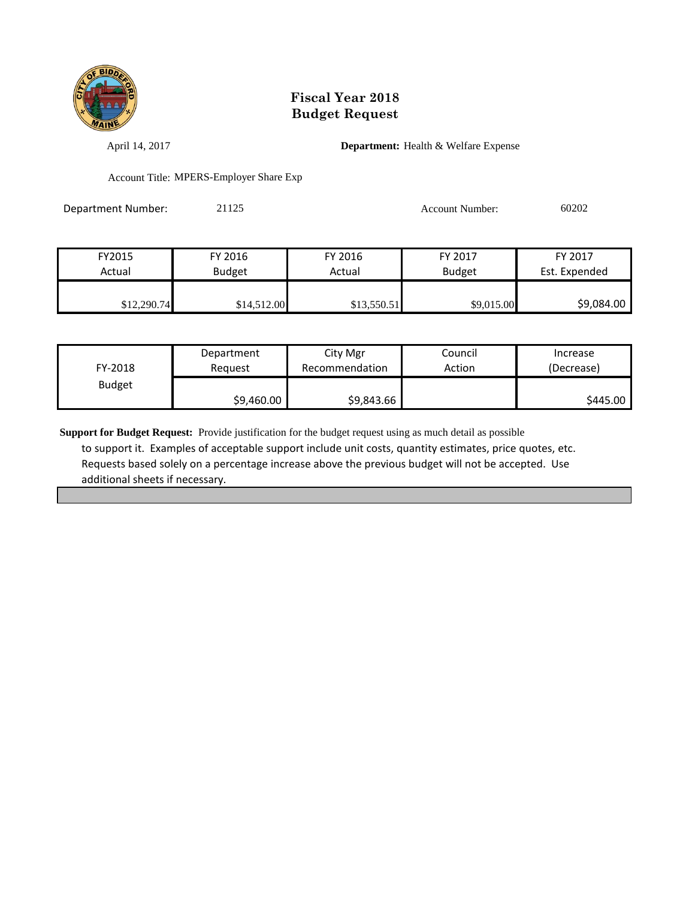# Fiscal Year 2018
# Budget Request

April 14, 2017

**Department:** Health & Welfare Expense

Account Title: MPERS-Employer Share Exp

Department Number: 21125

Account Number: 60202

| FY2015 Actual | FY 2016 Budget | FY 2016 Actual | FY 2017 Budget | FY 2017 Est. Expended |
|---|---|---|---|---|
| $12,290.74 | $14,512.00 | $13,550.51 | $9,015.00 | $9,084.00 |

| FY-2018 Budget | Department Request | City Mgr Recommendation | Council Action | Increase (Decrease) |
|---|---|---|---|---|
| | $9,460.00 | $9,843.66 | | $445.00 |

**Support for Budget Request:** Provide justification for the budget request using as much detail as possible to support it. Examples of acceptable support include unit costs, quantity estimates, price quotes, etc. Requests based solely on a percentage increase above the previous budget will not be accepted. Use additional sheets if necessary.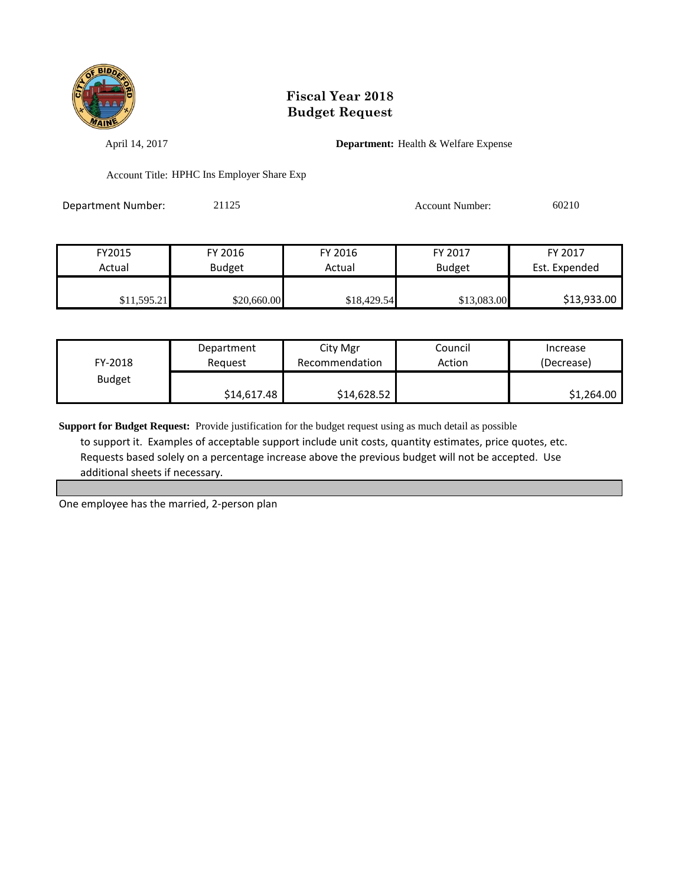# Fiscal Year 2018
# Budget Request

April 14, 2017

**Department:** Health & Welfare Expense

Account Title: HPHC Ins Employer Share Exp

Department Number: 21125

Account Number: 60210

| FY2015 Actual | FY 2016 Budget | FY 2016 Actual | FY 2017 Budget | FY 2017 Est. Expended |
|---|---|---|---|---|
| $11,595.21 | $20,660.00 | $18,429.54 | $13,083.00 | $13,933.00 |

| FY-2018 Budget | Department Request | City Mgr Recommendation | Council Action | Increase (Decrease) |
|---|---|---|---|---|
| | $14,617.48 | $14,628.52 | | $1,264.00 |

**Support for Budget Request:** Provide justification for the budget request using as much detail as possible to support it. Examples of acceptable support include unit costs, quantity estimates, price quotes, etc. Requests based solely on a percentage increase above the previous budget will not be accepted. Use additional sheets if necessary.

One employee has the married, 2-person plan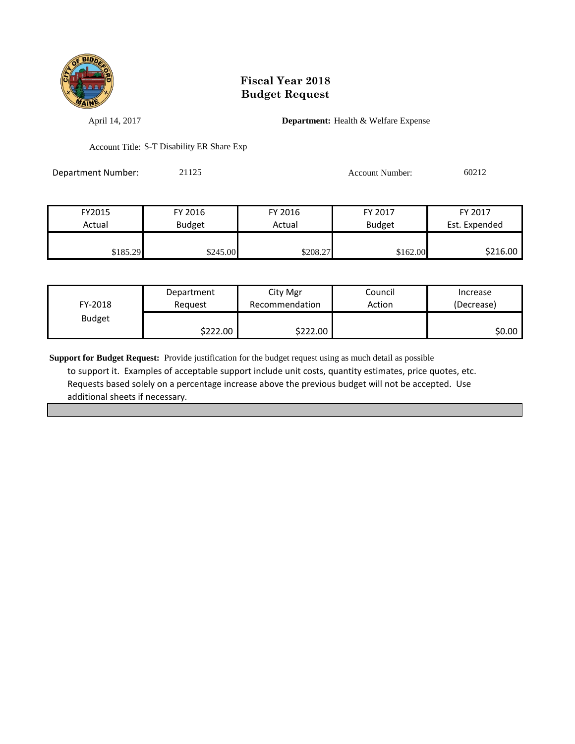# Fiscal Year 2018
# Budget Request

April 14, 2017

**Department:** Health & Welfare Expense

Account Title: S-T Disability ER Share Exp

Department Number: 21125

Account Number: 60212

| FY2015 Actual | FY 2016 Budget | FY 2016 Actual | FY 2017 Budget | FY 2017 Est. Expended |
|---|---|---|---|---|
| $185.29 | $245.00 | $208.27 | $162.00 | $216.00 |

| FY-2018 Budget | Department Request | City Mgr Recommendation | Council Action | Increase (Decrease) |
|---|---|---|---|---|
| | $222.00 | $222.00 | | $0.00 |

**Support for Budget Request:** Provide justification for the budget request using as much detail as possible to support it. Examples of acceptable support include unit costs, quantity estimates, price quotes, etc. Requests based solely on a percentage increase above the previous budget will not be accepted. Use additional sheets if necessary.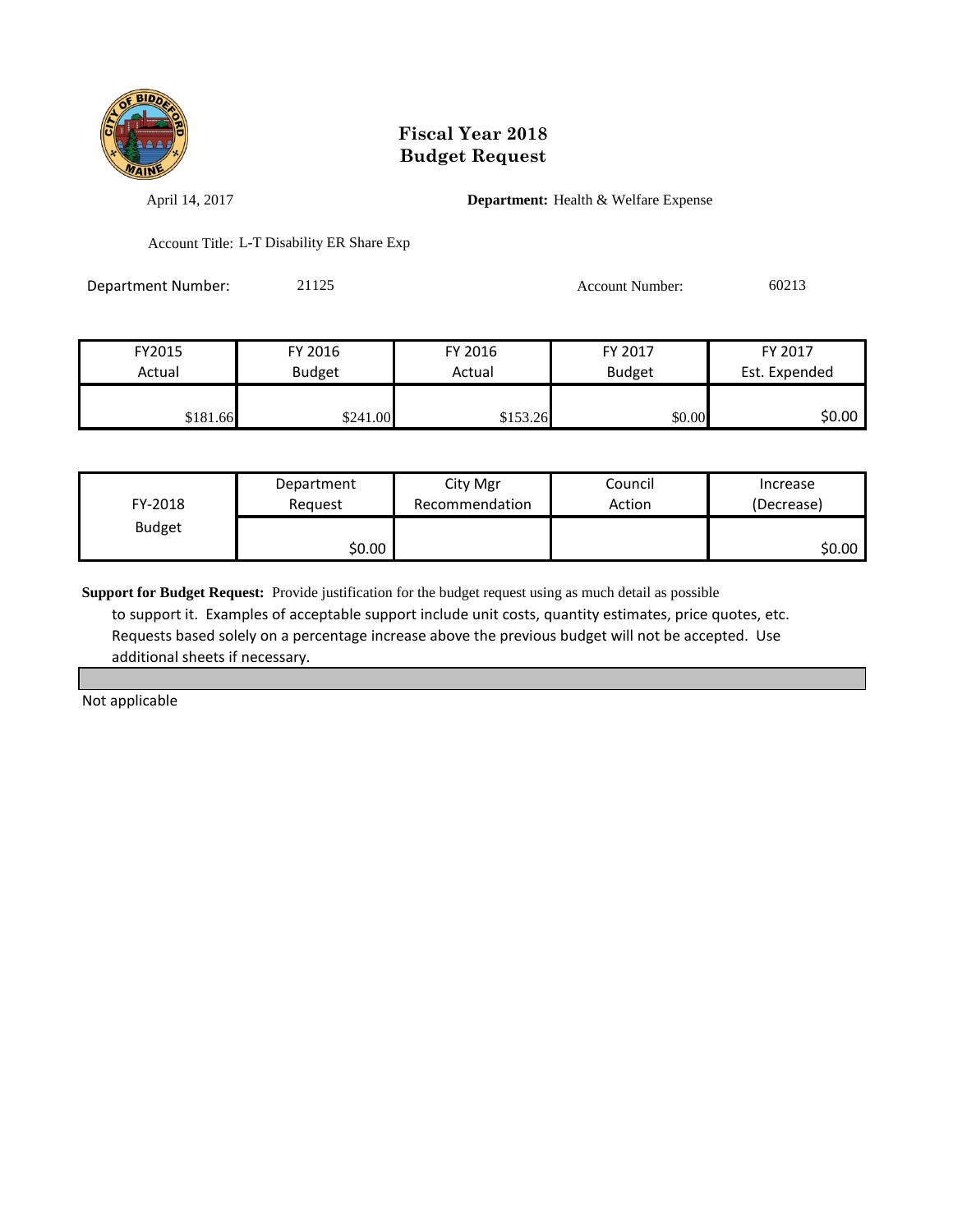# Fiscal Year 2018
# Budget Request

April 14, 2017

**Department:** Health & Welfare Expense

Account Title: L-T Disability ER Share Exp

Department Number: 21125

Account Number: 60213

| FY2015 Actual | FY 2016 Budget | FY 2016 Actual | FY 2017 Budget | FY 2017 Est. Expended |
|---|---|---|---|---|
| $181.66 | $241.00 | $153.26 | $0.00 | $0.00 |

| FY-2018 Budget | Department Request | City Mgr Recommendation | Council Action | Increase (Decrease) |
|---|---|---|---|---|
| | $0.00 | | | $0.00 |

**Support for Budget Request:** Provide justification for the budget request using as much detail as possible to support it. Examples of acceptable support include unit costs, quantity estimates, price quotes, etc. Requests based solely on a percentage increase above the previous budget will not be accepted. Use additional sheets if necessary.

Not applicable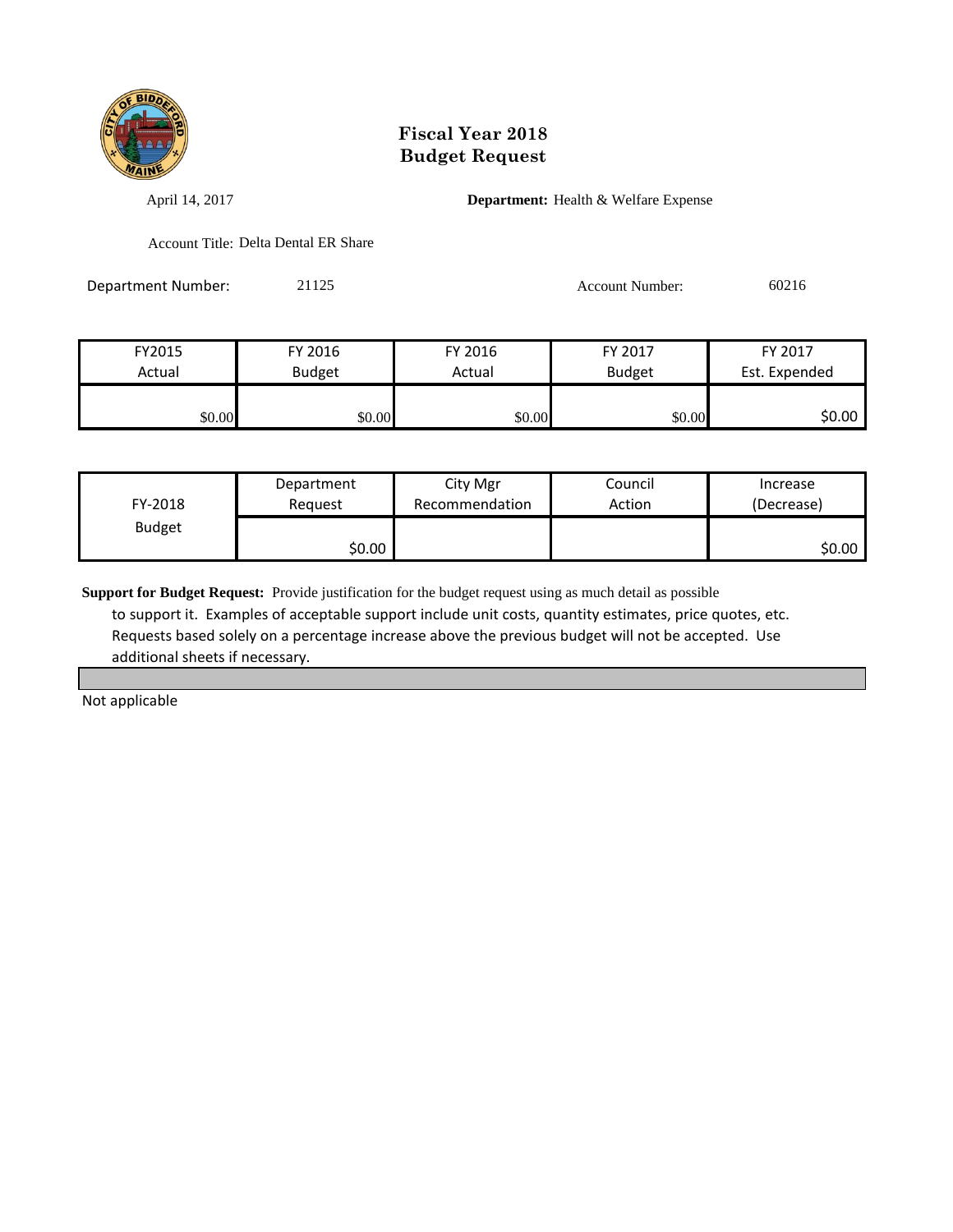# Fiscal Year 2018
# Budget Request

April 14, 2017

**Department:** Health & Welfare Expense

Account Title: Delta Dental ER Share

Department Number: 21125

Account Number: 60216

| FY2015 Actual | FY 2016 Budget | FY 2016 Actual | FY 2017 Budget | FY 2017 Est. Expended |
|---|---|---|---|---|
| $0.00 | $0.00 | $0.00 | $0.00 | $0.00 |

| FY-2018 Budget | Department Request | City Mgr Recommendation | Council Action | Increase (Decrease) |
|---|---|---|---|---|
| | $0.00 | | | $0.00 |

**Support for Budget Request:** Provide justification for the budget request using as much detail as possible to support it. Examples of acceptable support include unit costs, quantity estimates, price quotes, etc. Requests based solely on a percentage increase above the previous budget will not be accepted. Use additional sheets if necessary.

Not applicable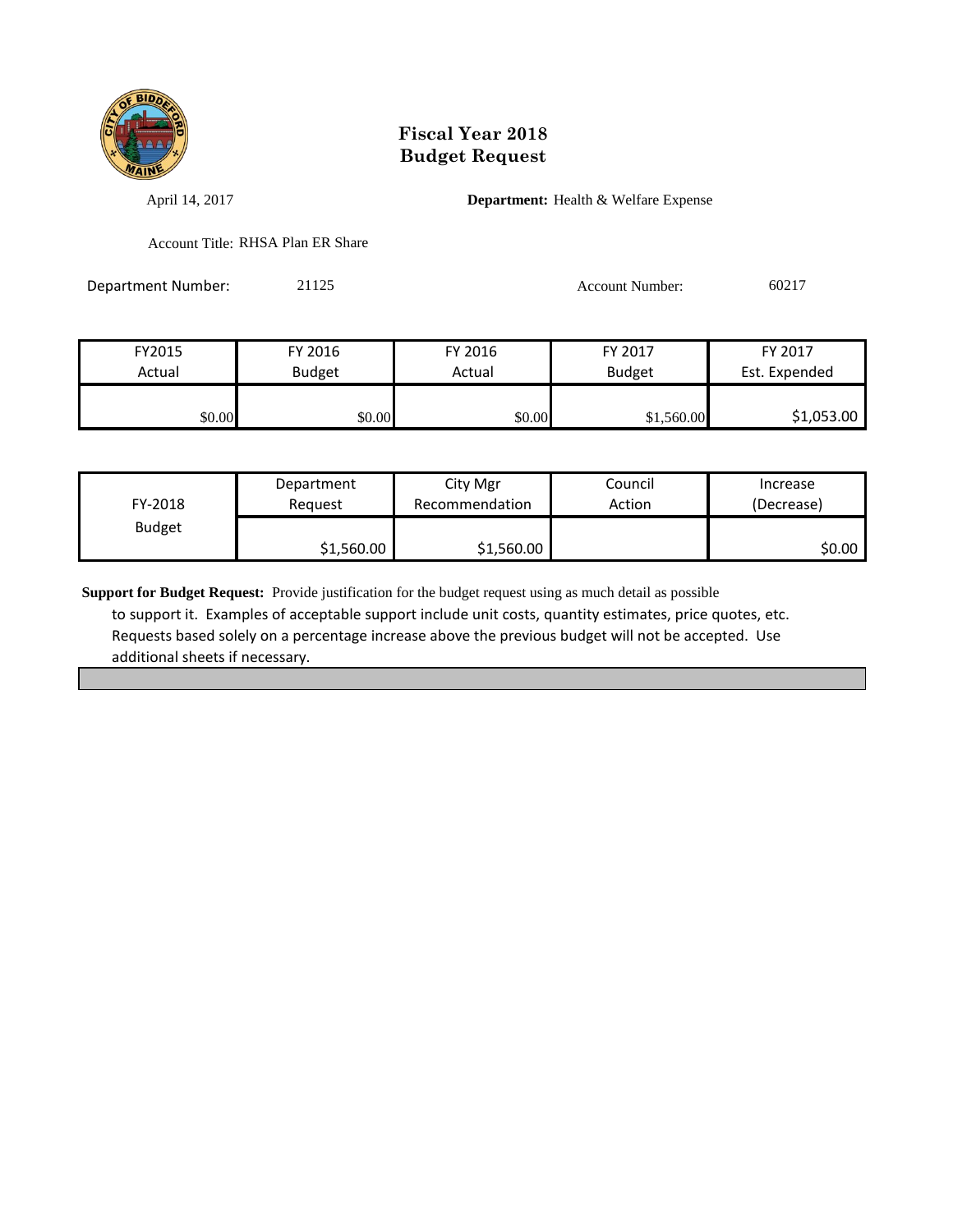# Fiscal Year 2018
# Budget Request

April 14, 2017

**Department:** Health & Welfare Expense

Account Title: RHSA Plan ER Share

Department Number: 21125

Account Number: 60217

| FY2015 Actual | FY 2016 Budget | FY 2016 Actual | FY 2017 Budget | FY 2017 Est. Expended |
|---|---|---|---|---|
| $0.00 | $0.00 | $0.00 | $1,560.00 | $1,053.00 |

| FY-2018 Budget | Department Request | City Mgr Recommendation | Council Action | Increase (Decrease) |
|---|---|---|---|---|
| | $1,560.00 | $1,560.00 | | $0.00 |

**Support for Budget Request:** Provide justification for the budget request using as much detail as possible to support it. Examples of acceptable support include unit costs, quantity estimates, price quotes, etc. Requests based solely on a percentage increase above the previous budget will not be accepted. Use additional sheets if necessary.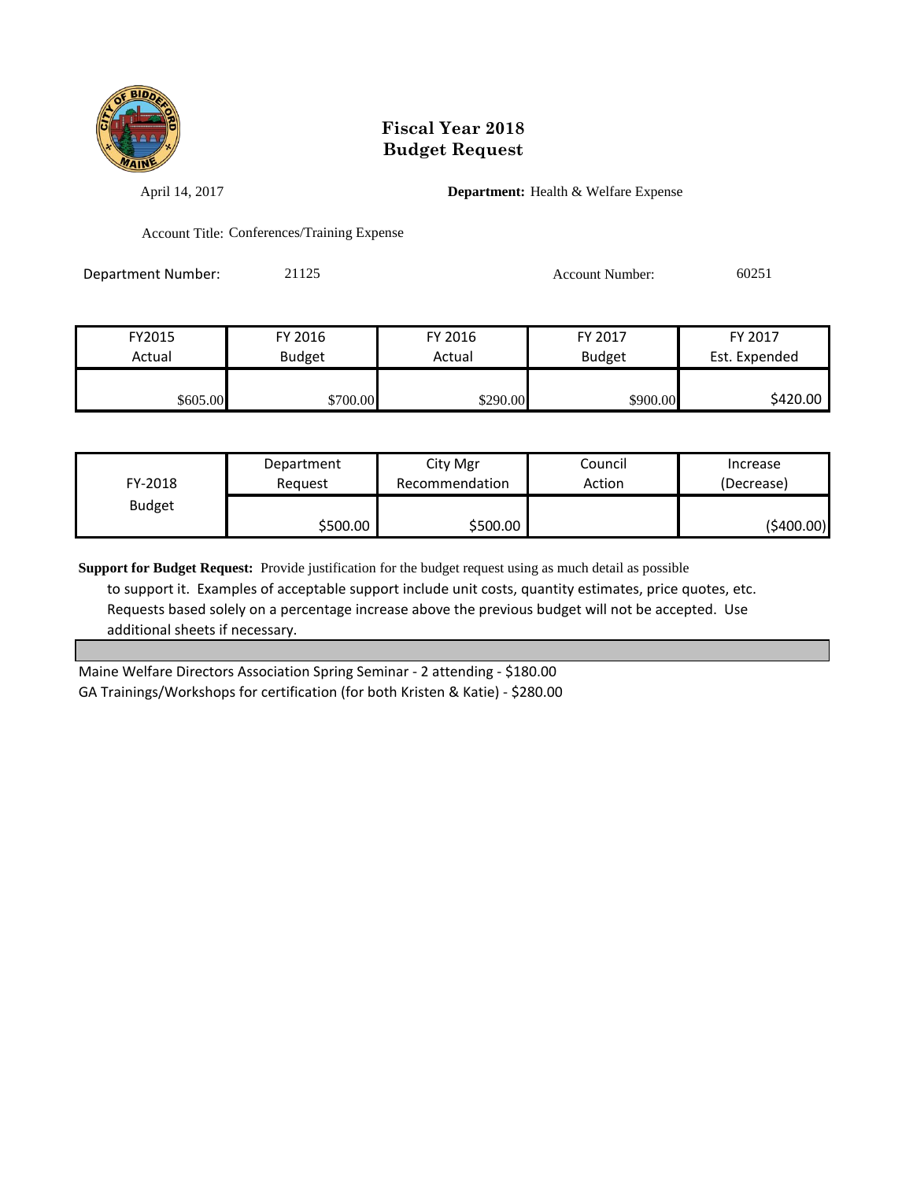# Fiscal Year 2018
# Budget Request

April 14, 2017 **Department:** Health & Welfare Expense

Account Title: Conferences/Training Expense

Department Number: 21125 Account Number: 60251

| FY2015 Actual | FY 2016 Budget | FY 2016 Actual | FY 2017 Budget | FY 2017 Est. Expended |
|---|---|---|---|---|
| $605.00 | $700.00 | $290.00 | $900.00 | $420.00 |

| FY-2018 Budget | Department Request | City Mgr Recommendation | Council Action | Increase (Decrease) |
|---|---|---|---|---|
| | $500.00 | $500.00 | | ($400.00) |

**Support for Budget Request:** Provide justification for the budget request using as much detail as possible to support it. Examples of acceptable support include unit costs, quantity estimates, price quotes, etc. Requests based solely on a percentage increase above the previous budget will not be accepted. Use additional sheets if necessary.

Maine Welfare Directors Association Spring Seminar - 2 attending - $180.00
GA Trainings/Workshops for certification (for both Kristen & Katie) - $280.00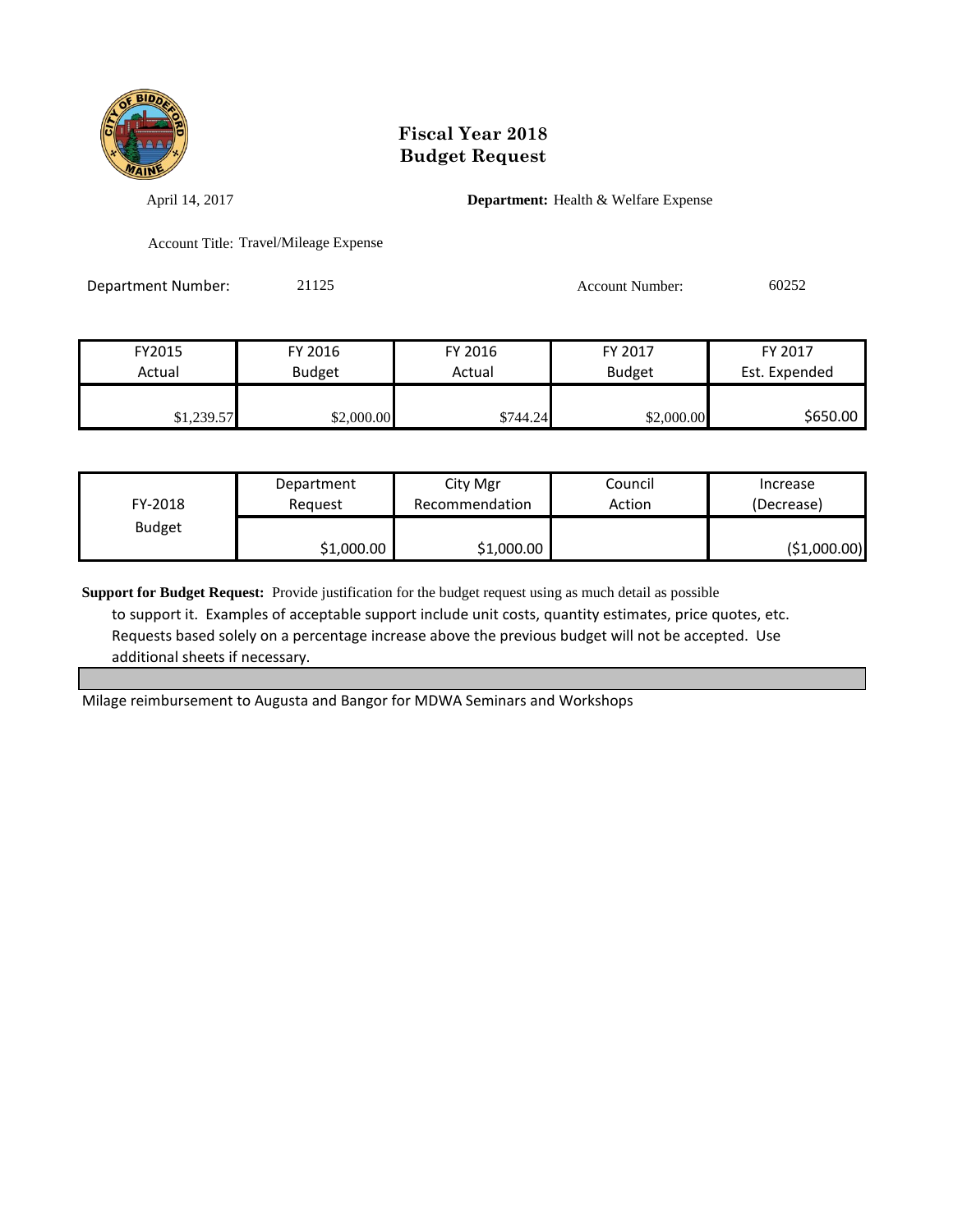# Fiscal Year 2018
# Budget Request

April 14, 2017

**Department:** Health & Welfare Expense

Account Title: Travel/Mileage Expense

Department Number: 21125

Account Number: 60252

| FY2015 Actual | FY 2016 Budget | FY 2016 Actual | FY 2017 Budget | FY 2017 Est. Expended |
|---|---|---|---|---|
| $1,239.57 | $2,000.00 | $744.24 | $2,000.00 | $650.00 |

| FY-2018 Budget | Department Request | City Mgr Recommendation | Council Action | Increase (Decrease) |
|---|---|---|---|---|
| | $1,000.00 | $1,000.00 | | ($1,000.00) |

**Support for Budget Request:** Provide justification for the budget request using as much detail as possible to support it. Examples of acceptable support include unit costs, quantity estimates, price quotes, etc. Requests based solely on a percentage increase above the previous budget will not be accepted. Use additional sheets if necessary.

Milage reimbursement to Augusta and Bangor for MDWA Seminars and Workshops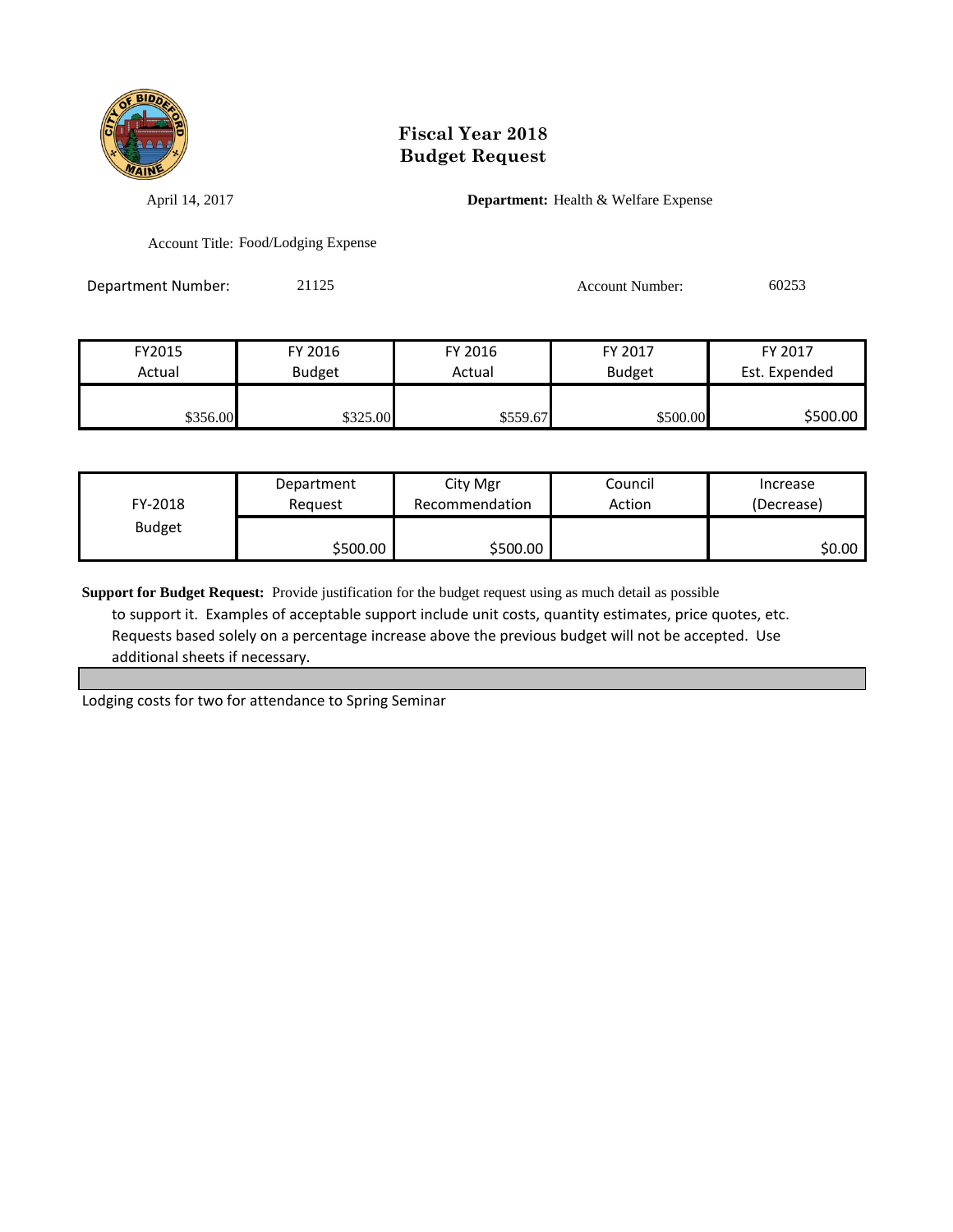# Fiscal Year 2018
# Budget Request

April 14, 2017

**Department:** Health & Welfare Expense

Account Title: Food/Lodging Expense

Department Number: 21125

Account Number: 60253

| FY2015 Actual | FY 2016 Budget | FY 2016 Actual | FY 2017 Budget | FY 2017 Est. Expended |
|---|---|---|---|---|
| $356.00 | $325.00 | $559.67 | $500.00 | $500.00 |

| FY-2018 Budget | Department Request | City Mgr Recommendation | Council Action | Increase (Decrease) |
|---|---|---|---|---|
| | $500.00 | $500.00 | | $0.00 |

**Support for Budget Request:** Provide justification for the budget request using as much detail as possible to support it. Examples of acceptable support include unit costs, quantity estimates, price quotes, etc. Requests based solely on a percentage increase above the previous budget will not be accepted. Use additional sheets if necessary.

Lodging costs for two for attendance to Spring Seminar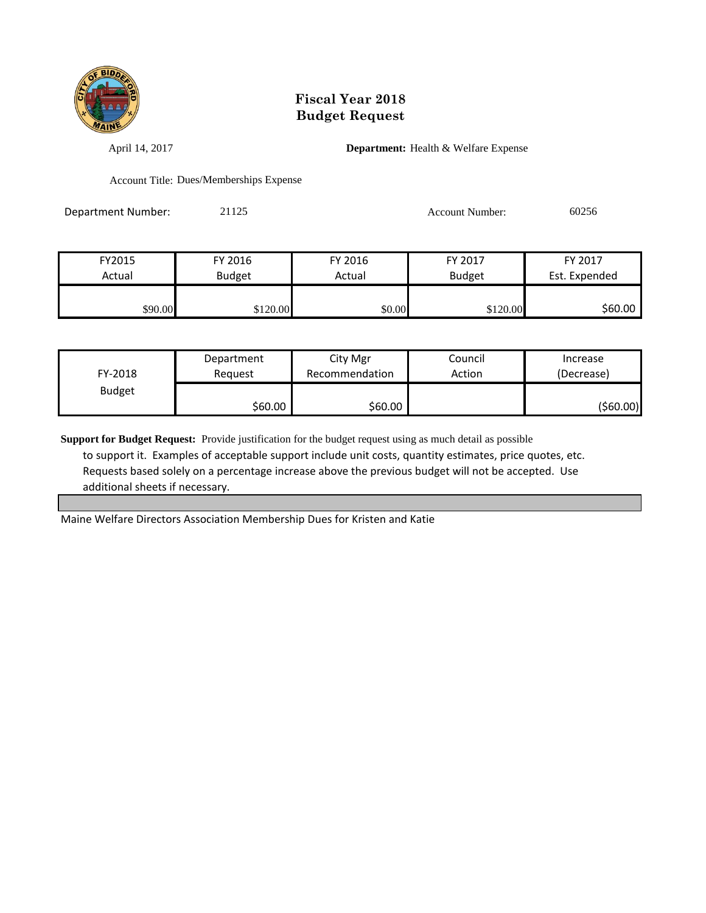# Fiscal Year 2018
# Budget Request

April 14, 2017

**Department:** Health & Welfare Expense

Account Title: Dues/Memberships Expense

Department Number: 21125

Account Number: 60256

| FY2015 Actual | FY 2016 Budget | FY 2016 Actual | FY 2017 Budget | FY 2017 Est. Expended |
|---|---|---|---|---|
| $90.00 | $120.00 | $0.00 | $120.00 | $60.00 |

| FY-2018 Budget | Department Request | City Mgr Recommendation | Council Action | Increase (Decrease) |
|---|---|---|---|---|
| | $60.00 | $60.00 | | ($60.00) |

**Support for Budget Request:** Provide justification for the budget request using as much detail as possible to support it. Examples of acceptable support include unit costs, quantity estimates, price quotes, etc. Requests based solely on a percentage increase above the previous budget will not be accepted. Use additional sheets if necessary.

Maine Welfare Directors Association Membership Dues for Kristen and Katie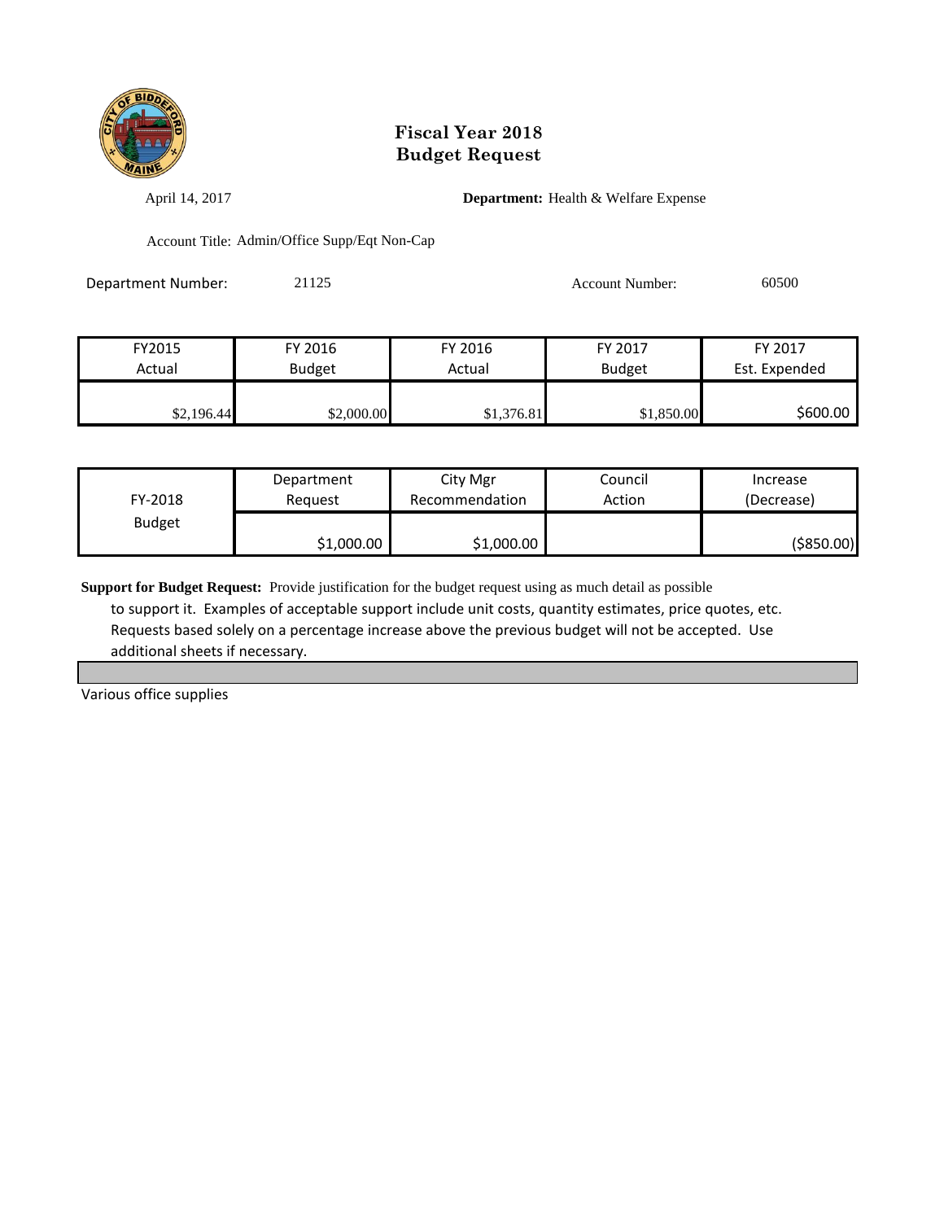# Fiscal Year 2018
# Budget Request

April 14, 2017

**Department:** Health & Welfare Expense

Account Title: Admin/Office Supp/Eqt Non-Cap

Department Number: 21125

Account Number: 60500

| FY2015 Actual | FY 2016 Budget | FY 2016 Actual | FY 2017 Budget | FY 2017 Est. Expended |
|---|---|---|---|---|
| $2,196.44 | $2,000.00 | $1,376.81 | $1,850.00 | $600.00 |

| FY-2018 Budget | Department Request | City Mgr Recommendation | Council Action | Increase (Decrease) |
|---|---|---|---|---|
| | $1,000.00 | $1,000.00 | | ($850.00) |

**Support for Budget Request:** Provide justification for the budget request using as much detail as possible to support it. Examples of acceptable support include unit costs, quantity estimates, price quotes, etc. Requests based solely on a percentage increase above the previous budget will not be accepted. Use additional sheets if necessary.

Various office supplies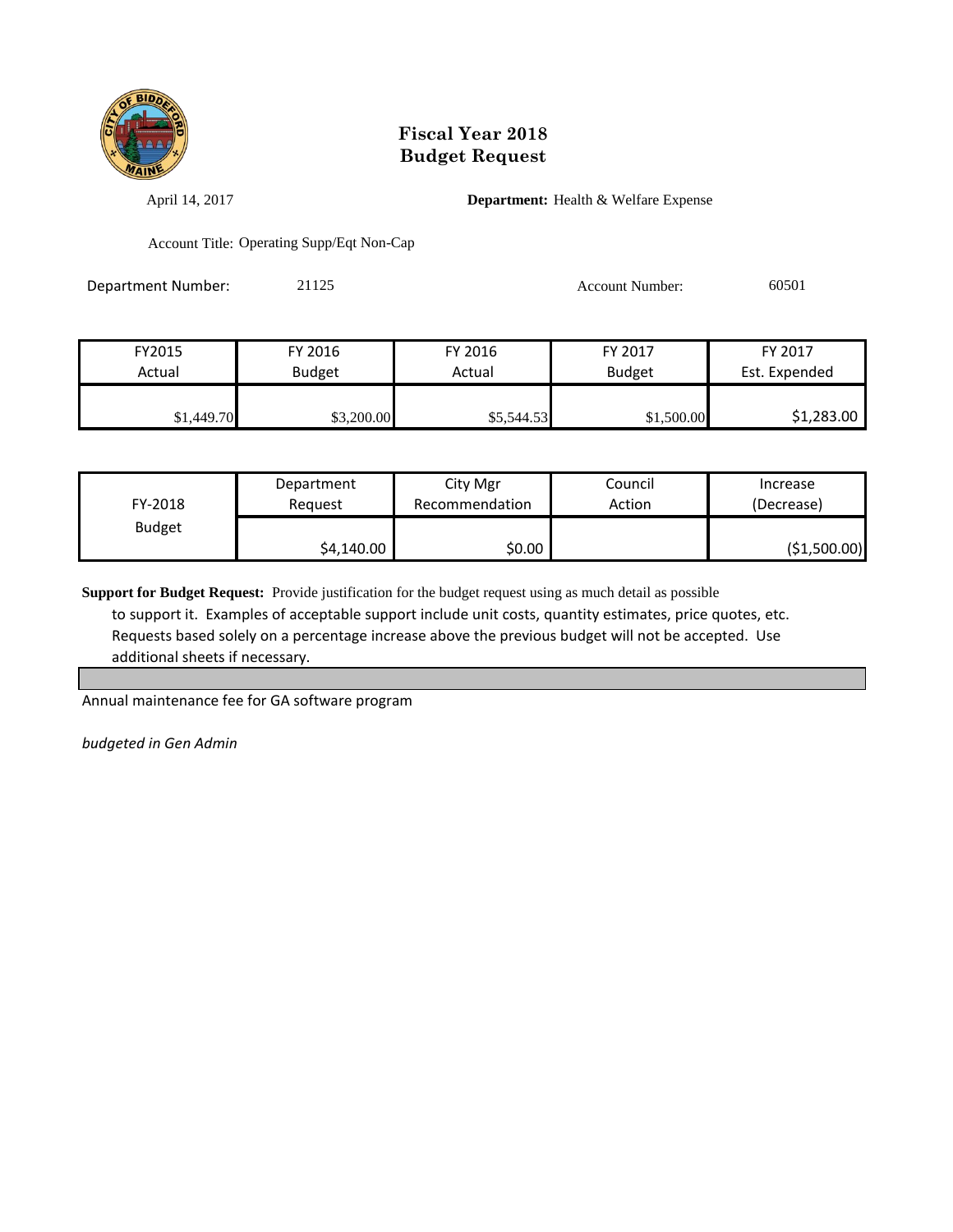# Fiscal Year 2018
# Budget Request

April 14, 2017 **Department:** Health & Welfare Expense

Account Title: Operating Supp/Eqt Non-Cap

Department Number: 21125 Account Number: 60501

| FY2015 Actual | FY 2016 Budget | FY 2016 Actual | FY 2017 Budget | FY 2017 Est. Expended |
|---|---|---|---|---|
| $1,449.70 | $3,200.00 | $5,544.53 | $1,500.00 | $1,283.00 |

| FY-2018 Budget | Department Request | City Mgr Recommendation | Council Action | Increase (Decrease) |
|---|---|---|---|---|
| | $4,140.00 | $0.00 | | ($1,500.00) |

**Support for Budget Request:** Provide justification for the budget request using as much detail as possible to support it. Examples of acceptable support include unit costs, quantity estimates, price quotes, etc. Requests based solely on a percentage increase above the previous budget will not be accepted. Use additional sheets if necessary.

Annual maintenance fee for GA software program

*budgeted in Gen Admin*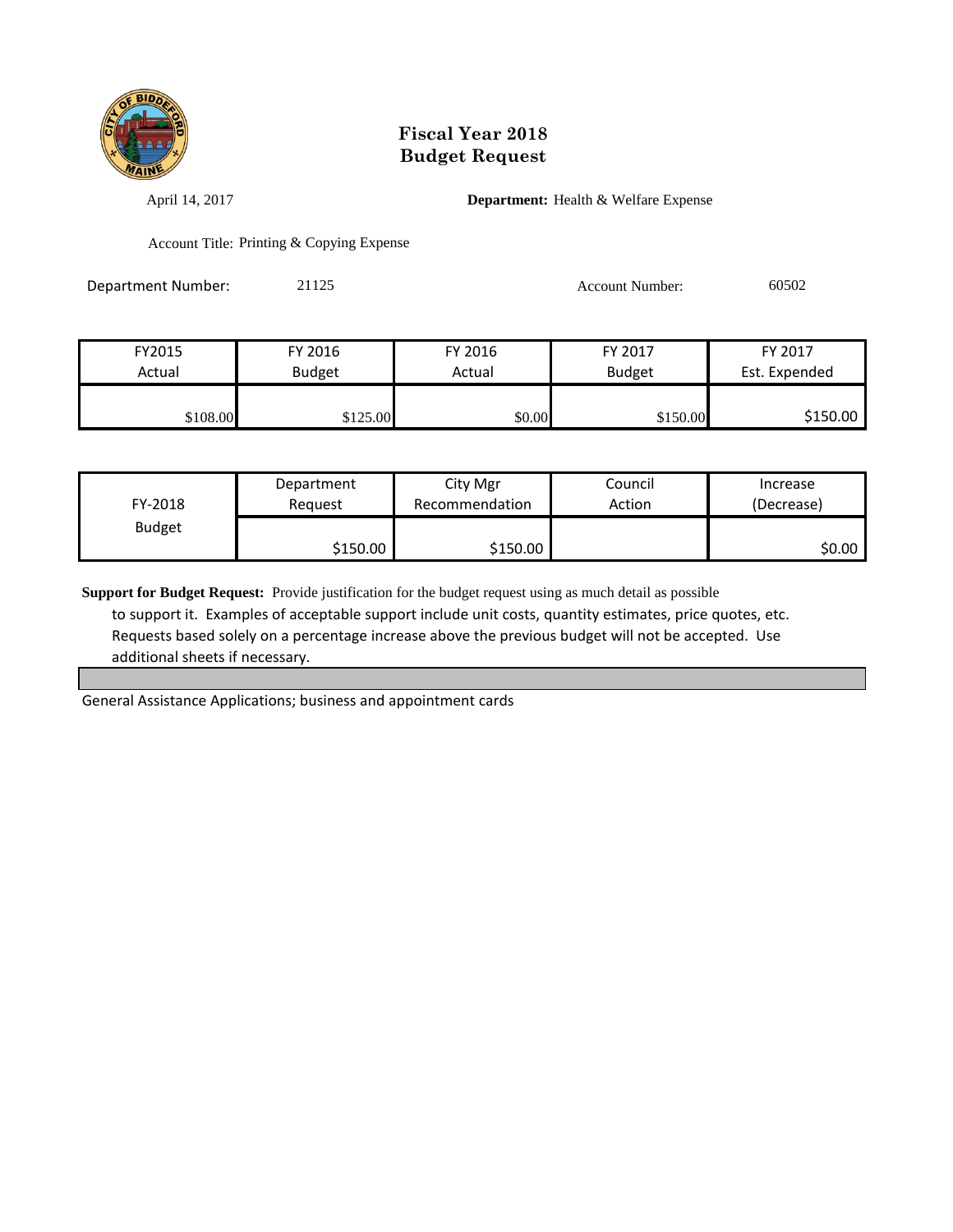# Fiscal Year 2018
# Budget Request

April 14, 2017

**Department:** Health & Welfare Expense

Account Title: Printing & Copying Expense

Department Number: 21125

Account Number: 60502

| FY2015 Actual | FY 2016 Budget | FY 2016 Actual | FY 2017 Budget | FY 2017 Est. Expended |
|---|---|---|---|---|
| $108.00 | $125.00 | $0.00 | $150.00 | $150.00 |

| FY-2018 Budget | Department Request | City Mgr Recommendation | Council Action | Increase (Decrease) |
|---|---|---|---|---|
| | $150.00 | $150.00 | | $0.00 |

**Support for Budget Request:** Provide justification for the budget request using as much detail as possible to support it. Examples of acceptable support include unit costs, quantity estimates, price quotes, etc. Requests based solely on a percentage increase above the previous budget will not be accepted. Use additional sheets if necessary.

General Assistance Applications; business and appointment cards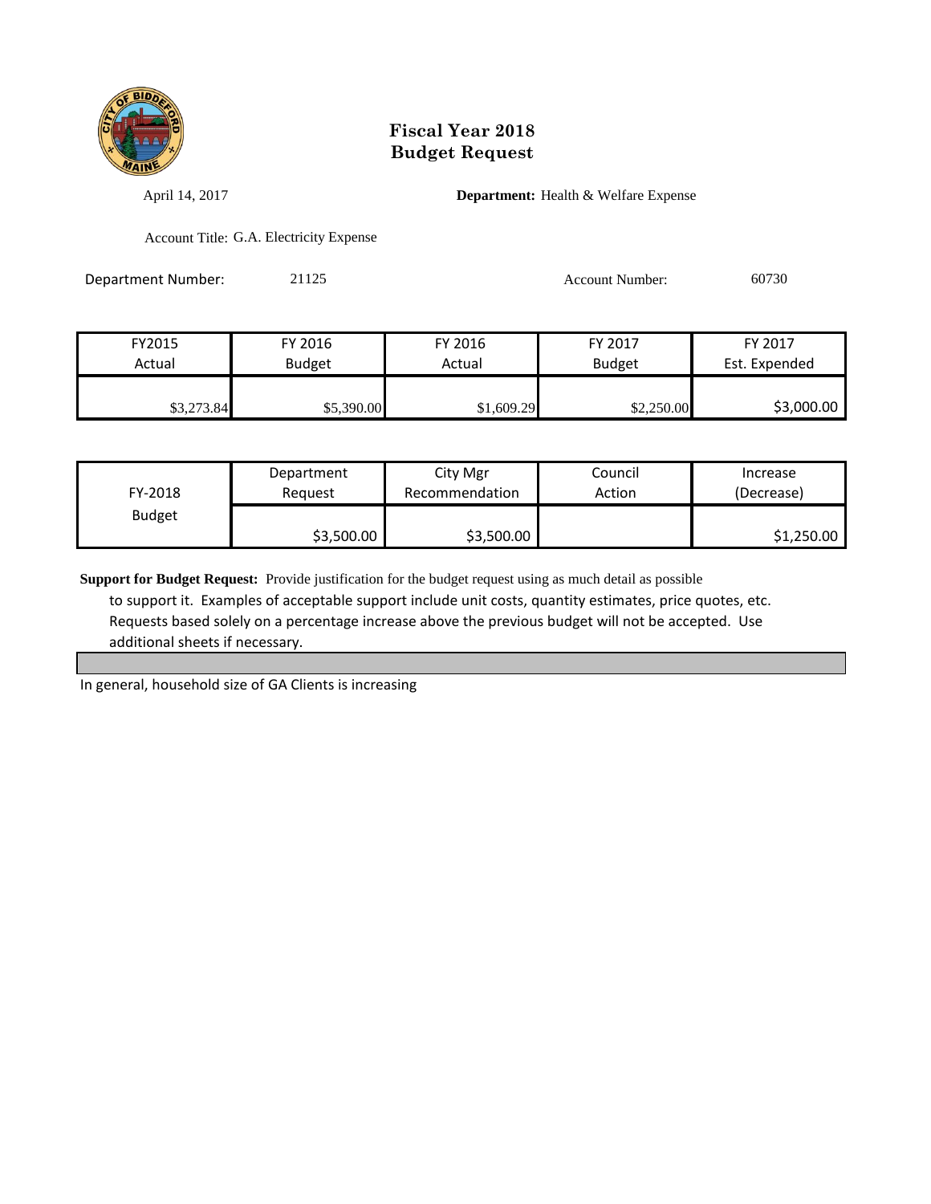# Fiscal Year 2018
# Budget Request

April 14, 2017 **Department:** Health & Welfare Expense

Account Title: G.A. Electricity Expense

Department Number: 21125 Account Number: 60730

| FY2015 Actual | FY 2016 Budget | FY 2016 Actual | FY 2017 Budget | FY 2017 Est. Expended |
|---|---|---|---|---|
| $3,273.84 | $5,390.00 | $1,609.29 | $2,250.00 | $3,000.00 |

| FY-2018 Budget | Department Request | City Mgr Recommendation | Council Action | Increase (Decrease) |
|---|---|---|---|---|
| | $3,500.00 | $3,500.00 | | $1,250.00 |

**Support for Budget Request:** Provide justification for the budget request using as much detail as possible to support it. Examples of acceptable support include unit costs, quantity estimates, price quotes, etc. Requests based solely on a percentage increase above the previous budget will not be accepted. Use additional sheets if necessary.

In general, household size of GA Clients is increasing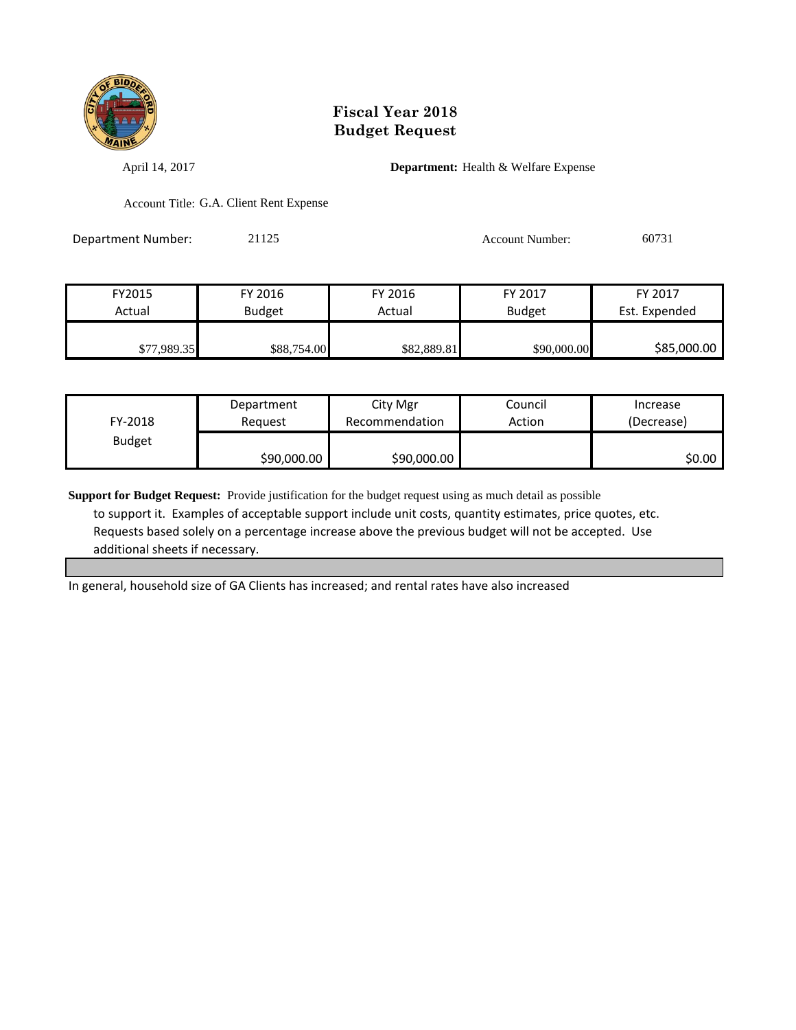# Fiscal Year 2018
# Budget Request

April 14, 2017

**Department:** Health & Welfare Expense

Account Title: G.A. Client Rent Expense

Department Number: 21125

Account Number: 60731

| FY2015 Actual | FY 2016 Budget | FY 2016 Actual | FY 2017 Budget | FY 2017 Est. Expended |
|---|---|---|---|---|
| $77,989.35 | $88,754.00 | $82,889.81 | $90,000.00 | $85,000.00 |

| FY-2018 Budget | Department Request | City Mgr Recommendation | Council Action | Increase (Decrease) |
|---|---|---|---|---|
| | $90,000.00 | $90,000.00 | | $0.00 |

**Support for Budget Request:** Provide justification for the budget request using as much detail as possible to support it. Examples of acceptable support include unit costs, quantity estimates, price quotes, etc. Requests based solely on a percentage increase above the previous budget will not be accepted. Use additional sheets if necessary.

In general, household size of GA Clients has increased; and rental rates have also increased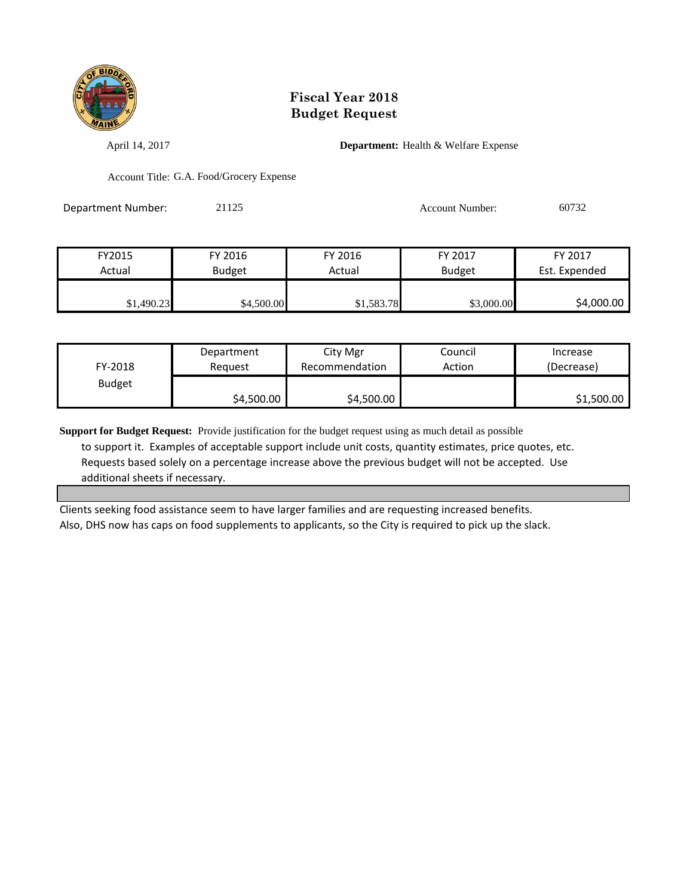# Fiscal Year 2018
# Budget Request

April 14, 2017 **Department:** Health & Welfare Expense

Account Title: G.A. Food/Grocery Expense

Department Number: 21125 Account Number: 60732

| FY2015 Actual | FY 2016 Budget | FY 2016 Actual | FY 2017 Budget | FY 2017 Est. Expended |
|---|---|---|---|---|
| $1,490.23 | $4,500.00 | $1,583.78 | $3,000.00 | $4,000.00 |

| FY-2018 Budget | Department Request | City Mgr Recommendation | Council Action | Increase (Decrease) |
|---|---|---|---|---|
| | $4,500.00 | $4,500.00 | | $1,500.00 |

**Support for Budget Request:** Provide justification for the budget request using as much detail as possible to support it. Examples of acceptable support include unit costs, quantity estimates, price quotes, etc. Requests based solely on a percentage increase above the previous budget will not be accepted. Use additional sheets if necessary.

Clients seeking food assistance seem to have larger families and are requesting increased benefits.
Also, DHS now has caps on food supplements to applicants, so the City is required to pick up the slack.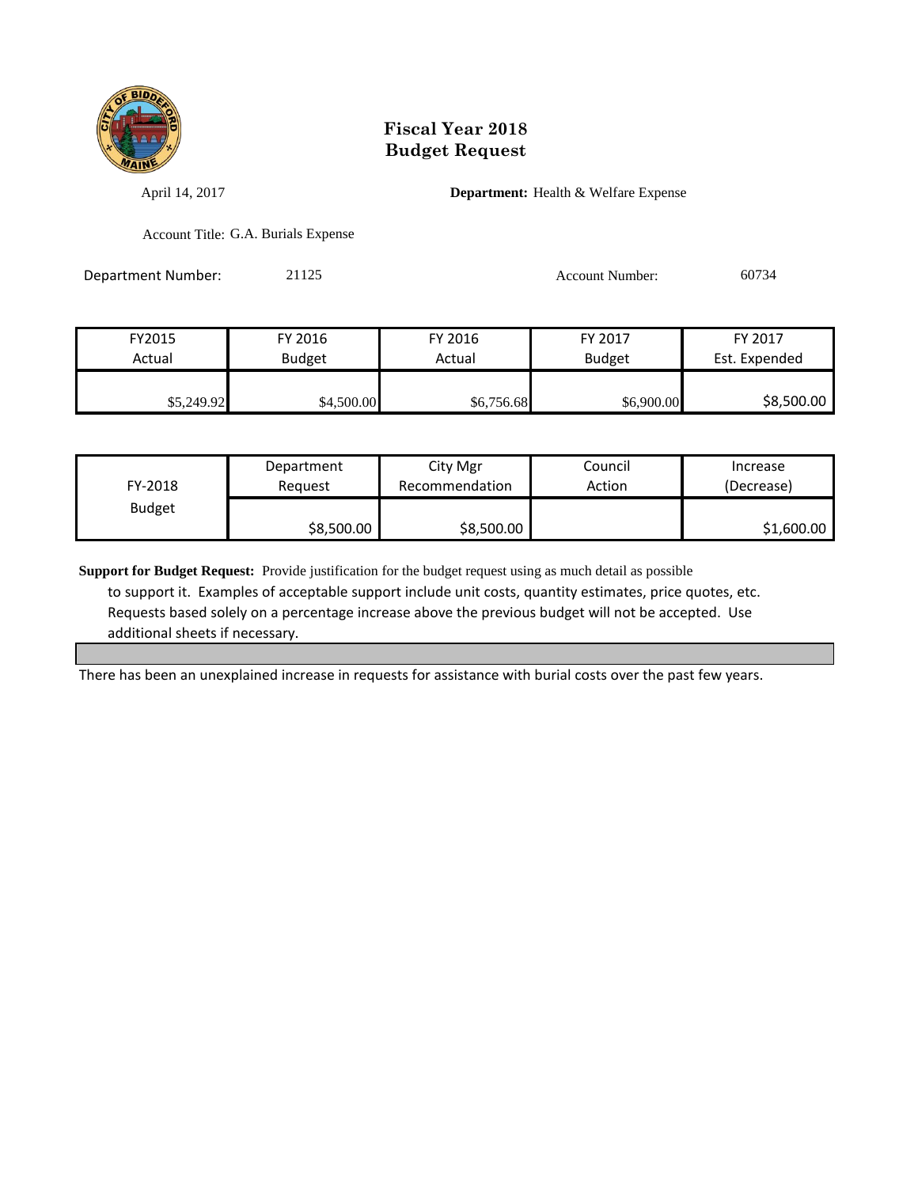# Fiscal Year 2018
# Budget Request

April 14, 2017

**Department:** Health & Welfare Expense

Account Title: G.A. Burials Expense

Department Number: 21125

Account Number: 60734

| FY2015 Actual | FY 2016 Budget | FY 2016 Actual | FY 2017 Budget | FY 2017 Est. Expended |
|---|---|---|---|---|
| $5,249.92 | $4,500.00 | $6,756.68 | $6,900.00 | $8,500.00 |

| FY-2018 Budget | Department Request | City Mgr Recommendation | Council Action | Increase (Decrease) |
|---|---|---|---|---|
| | $8,500.00 | $8,500.00 | | $1,600.00 |

**Support for Budget Request:** Provide justification for the budget request using as much detail as possible to support it. Examples of acceptable support include unit costs, quantity estimates, price quotes, etc. Requests based solely on a percentage increase above the previous budget will not be accepted. Use additional sheets if necessary.

There has been an unexplained increase in requests for assistance with burial costs over the past few years.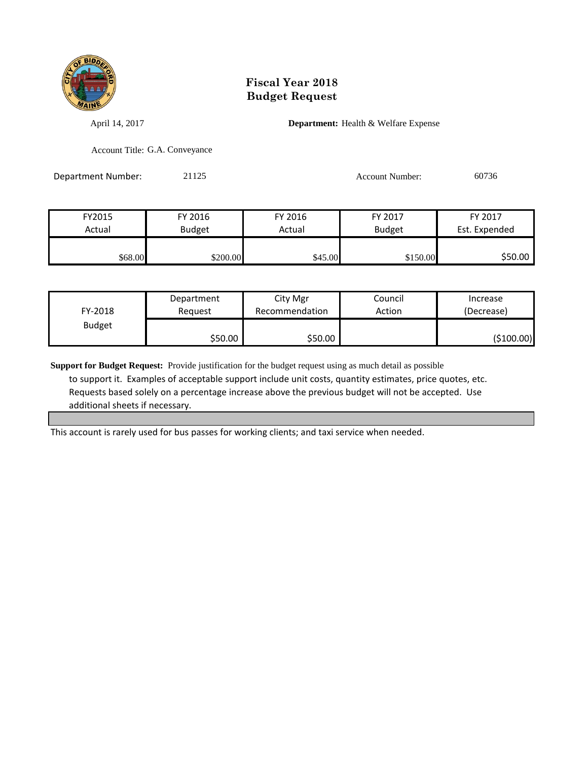# Fiscal Year 2018
# Budget Request

April 14, 2017

**Department:** Health & Welfare Expense

Account Title: G.A. Conveyance

Department Number: 21125

Account Number: 60736

| FY2015 Actual | FY 2016 Budget | FY 2016 Actual | FY 2017 Budget | FY 2017 Est. Expended |
|---|---|---|---|---|
| $68.00 | $200.00 | $45.00 | $150.00 | $50.00 |

| FY-2018 Budget | Department Request | City Mgr Recommendation | Council Action | Increase (Decrease) |
|---|---|---|---|---|
| | $50.00 | $50.00 | | ($100.00) |

**Support for Budget Request:** Provide justification for the budget request using as much detail as possible to support it. Examples of acceptable support include unit costs, quantity estimates, price quotes, etc. Requests based solely on a percentage increase above the previous budget will not be accepted. Use additional sheets if necessary.

This account is rarely used for bus passes for working clients; and taxi service when needed.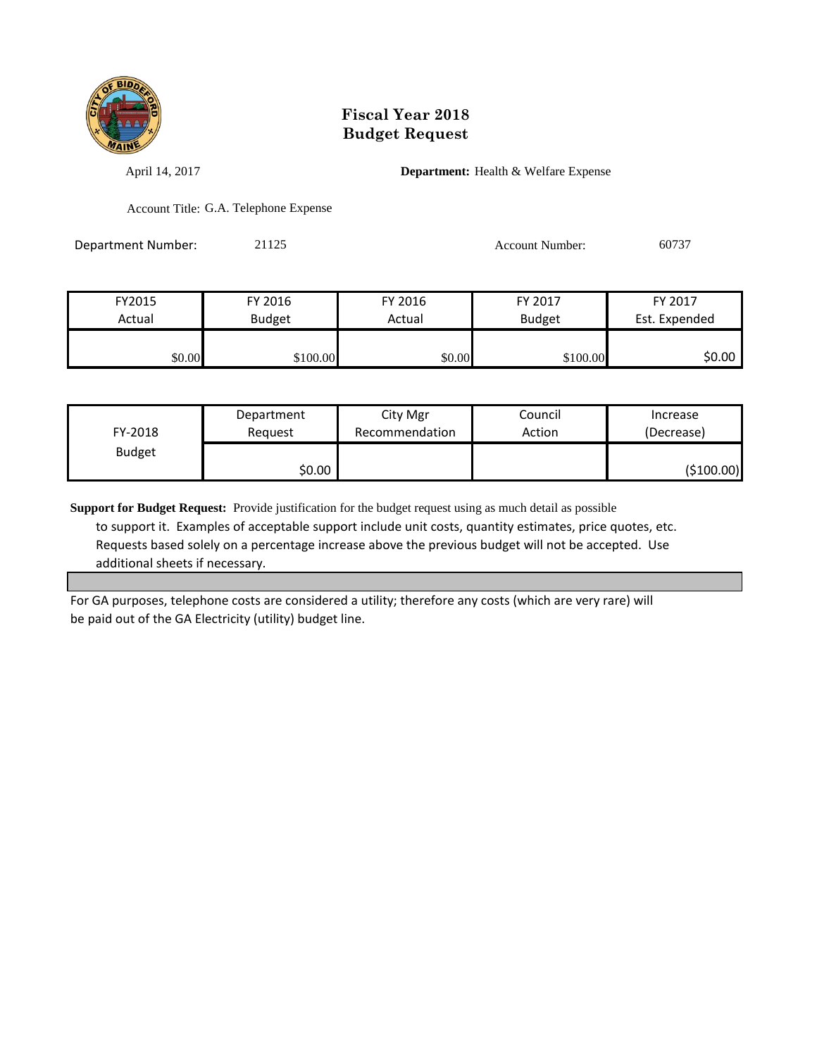# Fiscal Year 2018
# Budget Request

April 14, 2017

**Department:** Health & Welfare Expense

Account Title: G.A. Telephone Expense

Department Number: 21125

Account Number: 60737

| FY2015 Actual | FY 2016 Budget | FY 2016 Actual | FY 2017 Budget | FY 2017 Est. Expended |
|---|---|---|---|---|
| $0.00 | $100.00 | $0.00 | $100.00 | $0.00 |

| FY-2018 Budget | Department Request | City Mgr Recommendation | Council Action | Increase (Decrease) |
|---|---|---|---|---|
| | $0.00 | | | ($100.00) |

**Support for Budget Request:** Provide justification for the budget request using as much detail as possible to support it. Examples of acceptable support include unit costs, quantity estimates, price quotes, etc. Requests based solely on a percentage increase above the previous budget will not be accepted. Use additional sheets if necessary.

For GA purposes, telephone costs are considered a utility; therefore any costs (which are very rare) will be paid out of the GA Electricity (utility) budget line.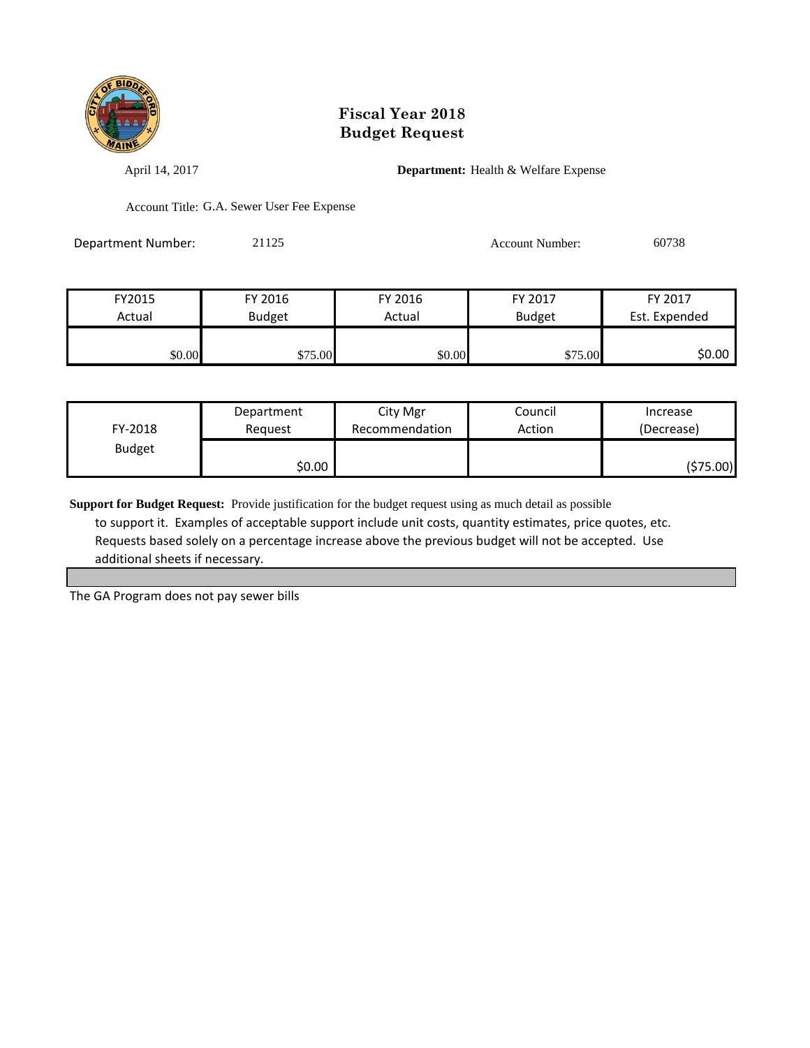# Fiscal Year 2018
# Budget Request

April 14, 2017

**Department:** Health & Welfare Expense

Account Title: G.A. Sewer User Fee Expense

Department Number: 21125

Account Number: 60738

| FY2015 Actual | FY 2016 Budget | FY 2016 Actual | FY 2017 Budget | FY 2017 Est. Expended |
|---|---|---|---|---|
| $0.00 | $75.00 | $0.00 | $75.00 | $0.00 |

| FY-2018 Budget | Department Request | City Mgr Recommendation | Council Action | Increase (Decrease) |
|---|---|---|---|---|
| | $0.00 | | | ($75.00) |

**Support for Budget Request:** Provide justification for the budget request using as much detail as possible to support it. Examples of acceptable support include unit costs, quantity estimates, price quotes, etc. Requests based solely on a percentage increase above the previous budget will not be accepted. Use additional sheets if necessary.

The GA Program does not pay sewer bills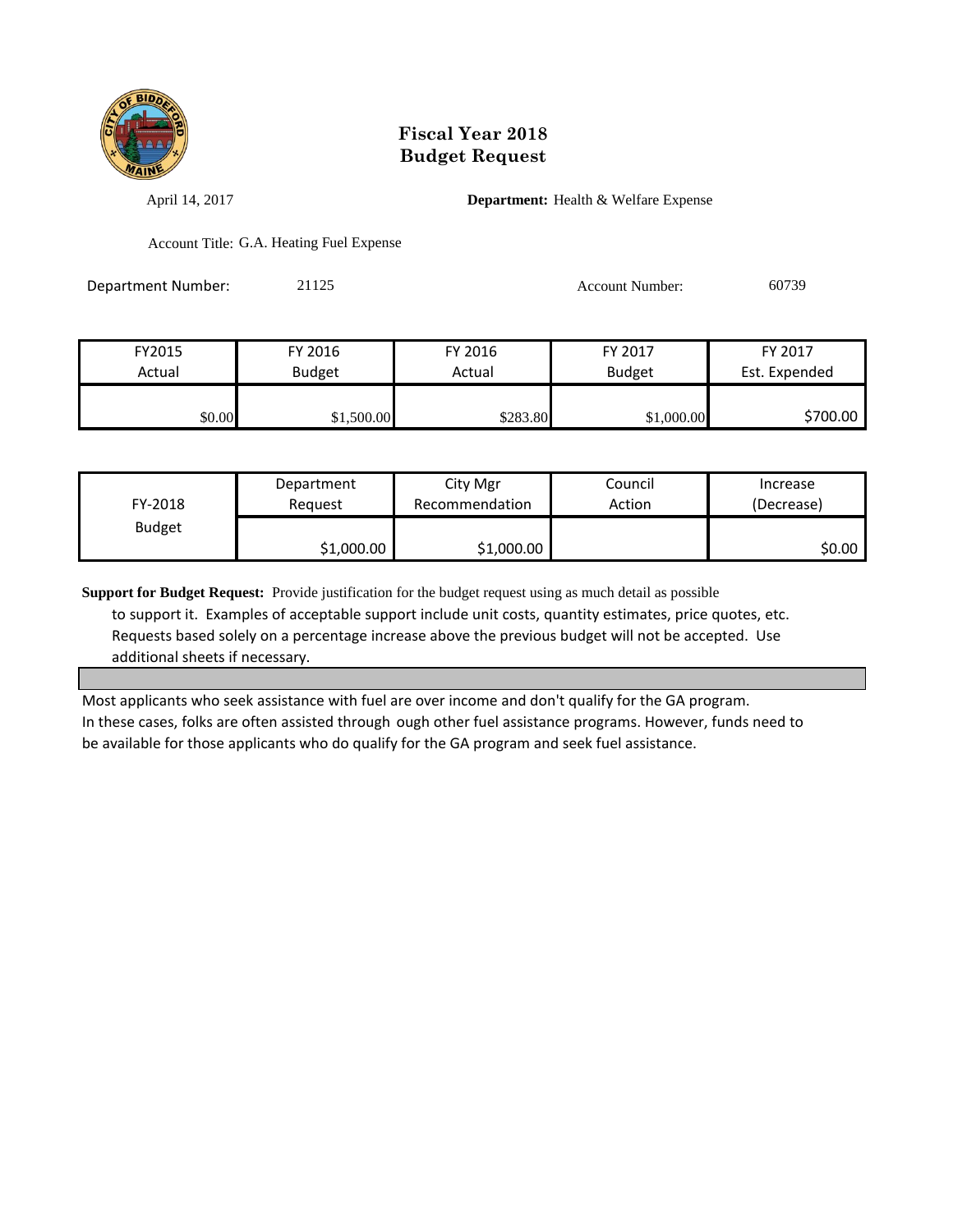# Fiscal Year 2018
# Budget Request

April 14, 2017

**Department:** Health & Welfare Expense

Account Title: G.A. Heating Fuel Expense

Department Number: 21125

Account Number: 60739

| FY2015 Actual | FY 2016 Budget | FY 2016 Actual | FY 2017 Budget | FY 2017 Est. Expended |
|---|---|---|---|---|
| $0.00 | $1,500.00 | $283.80 | $1,000.00 | $700.00 |

| FY-2018 Budget | Department Request | City Mgr Recommendation | Council Action | Increase (Decrease) |
|---|---|---|---|---|
| | $1,000.00 | $1,000.00 | | $0.00 |

**Support for Budget Request:** Provide justification for the budget request using as much detail as possible to support it. Examples of acceptable support include unit costs, quantity estimates, price quotes, etc. Requests based solely on a percentage increase above the previous budget will not be accepted. Use additional sheets if necessary.

Most applicants who seek assistance with fuel are over income and don't qualify for the GA program. In these cases, folks are often assisted through ough other fuel assistance programs. However, funds need to be available for those applicants who do qualify for the GA program and seek fuel assistance.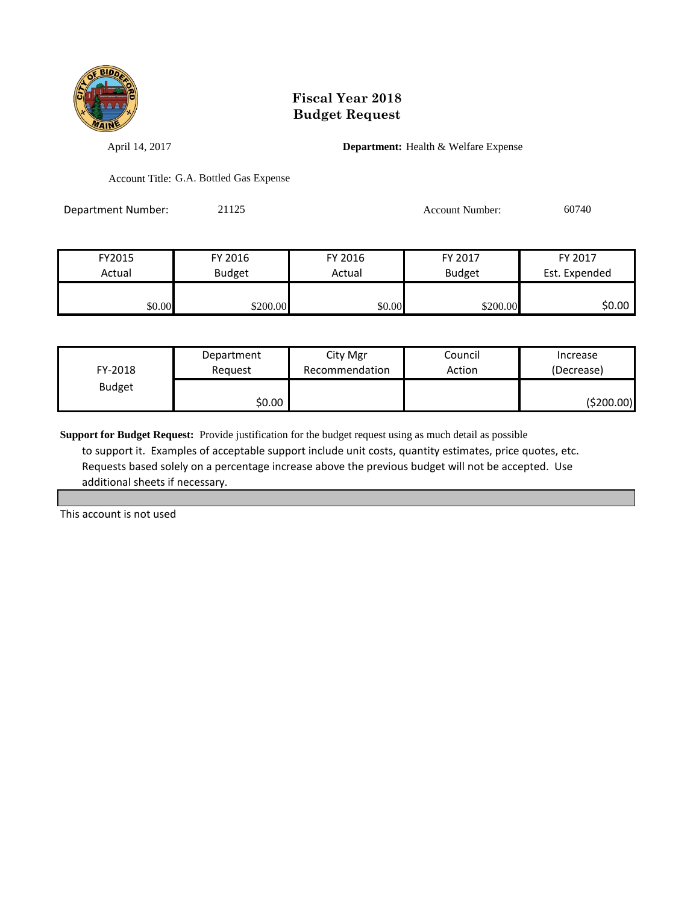# Fiscal Year 2018
# Budget Request

April 14, 2017

**Department:** Health & Welfare Expense

Account Title: G.A. Bottled Gas Expense

Department Number: 21125

Account Number: 60740

| FY2015 Actual | FY 2016 Budget | FY 2016 Actual | FY 2017 Budget | FY 2017 Est. Expended |
|---|---|---|---|---|
| $0.00 | $200.00 | $0.00 | $200.00 | $0.00 |

| FY-2018 Budget | Department Request | City Mgr Recommendation | Council Action | Increase (Decrease) |
|---|---|---|---|---|
| | $0.00 | | | ($200.00) |

**Support for Budget Request:** Provide justification for the budget request using as much detail as possible to support it. Examples of acceptable support include unit costs, quantity estimates, price quotes, etc. Requests based solely on a percentage increase above the previous budget will not be accepted. Use additional sheets if necessary.

This account is not used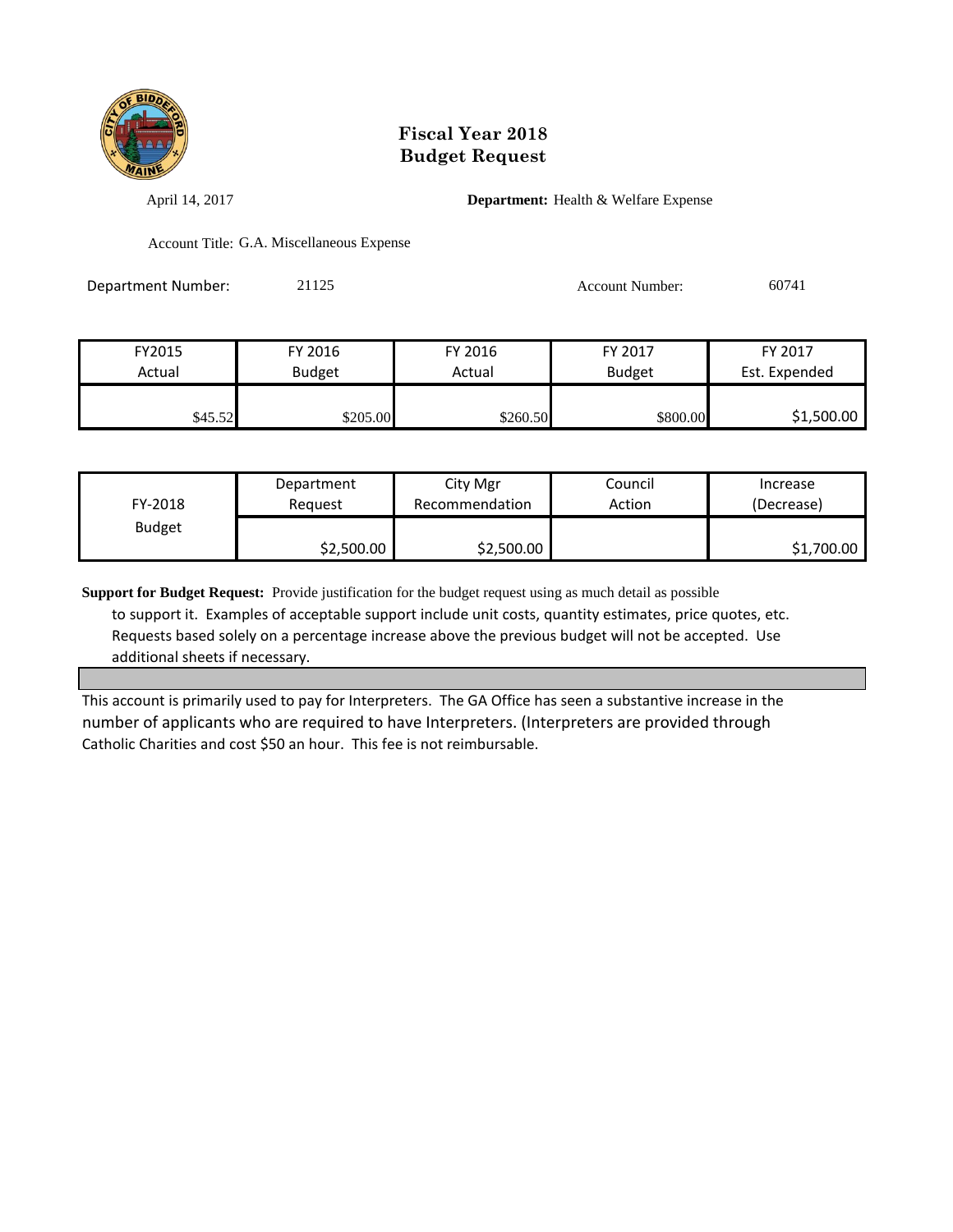# Fiscal Year 2018
# Budget Request

April 14, 2017

**Department:** Health & Welfare Expense

Account Title: G.A. Miscellaneous Expense

Department Number: 21125

Account Number: 60741

| FY2015 Actual | FY 2016 Budget | FY 2016 Actual | FY 2017 Budget | FY 2017 Est. Expended |
|---|---|---|---|---|
| $45.52 | $205.00 | $260.50 | $800.00 | $1,500.00 |

| FY-2018 Budget | Department Request | City Mgr Recommendation | Council Action | Increase (Decrease) |
|---|---|---|---|---|
| | $2,500.00 | $2,500.00 | | $1,700.00 |

**Support for Budget Request:** Provide justification for the budget request using as much detail as possible to support it. Examples of acceptable support include unit costs, quantity estimates, price quotes, etc. Requests based solely on a percentage increase above the previous budget will not be accepted. Use additional sheets if necessary.

This account is primarily used to pay for Interpreters. The GA Office has seen a substantive increase in the number of applicants who are required to have Interpreters. (Interpreters are provided through Catholic Charities and cost $50 an hour. This fee is not reimbursable.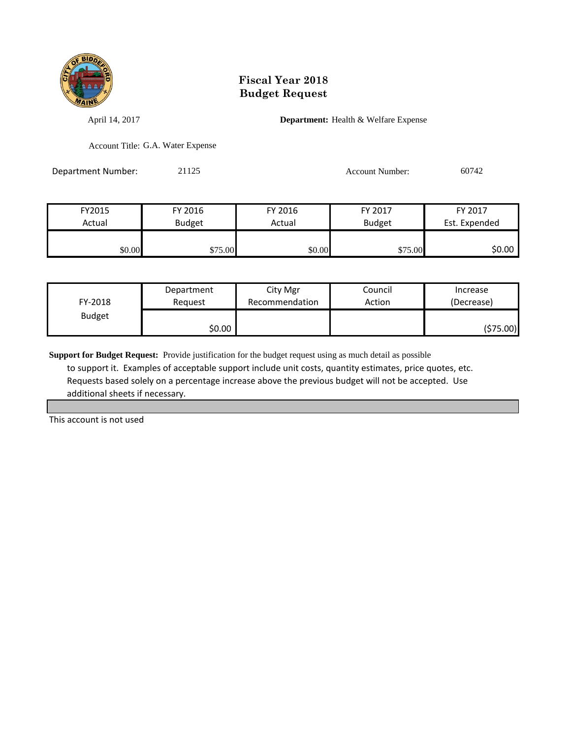# Fiscal Year 2018
# Budget Request

April 14, 2017

**Department:** Health & Welfare Expense

Account Title: G.A. Water Expense

Department Number: 21125

Account Number: 60742

| FY2015 Actual | FY 2016 Budget | FY 2016 Actual | FY 2017 Budget | FY 2017 Est. Expended |
|---|---|---|---|---|
| $0.00 | $75.00 | $0.00 | $75.00 | $0.00 |

| FY-2018 Budget | Department Request | City Mgr Recommendation | Council Action | Increase (Decrease) |
|---|---|---|---|---|
| | $0.00 | | | ($75.00) |

**Support for Budget Request:** Provide justification for the budget request using as much detail as possible to support it. Examples of acceptable support include unit costs, quantity estimates, price quotes, etc. Requests based solely on a percentage increase above the previous budget will not be accepted. Use additional sheets if necessary.

This account is not used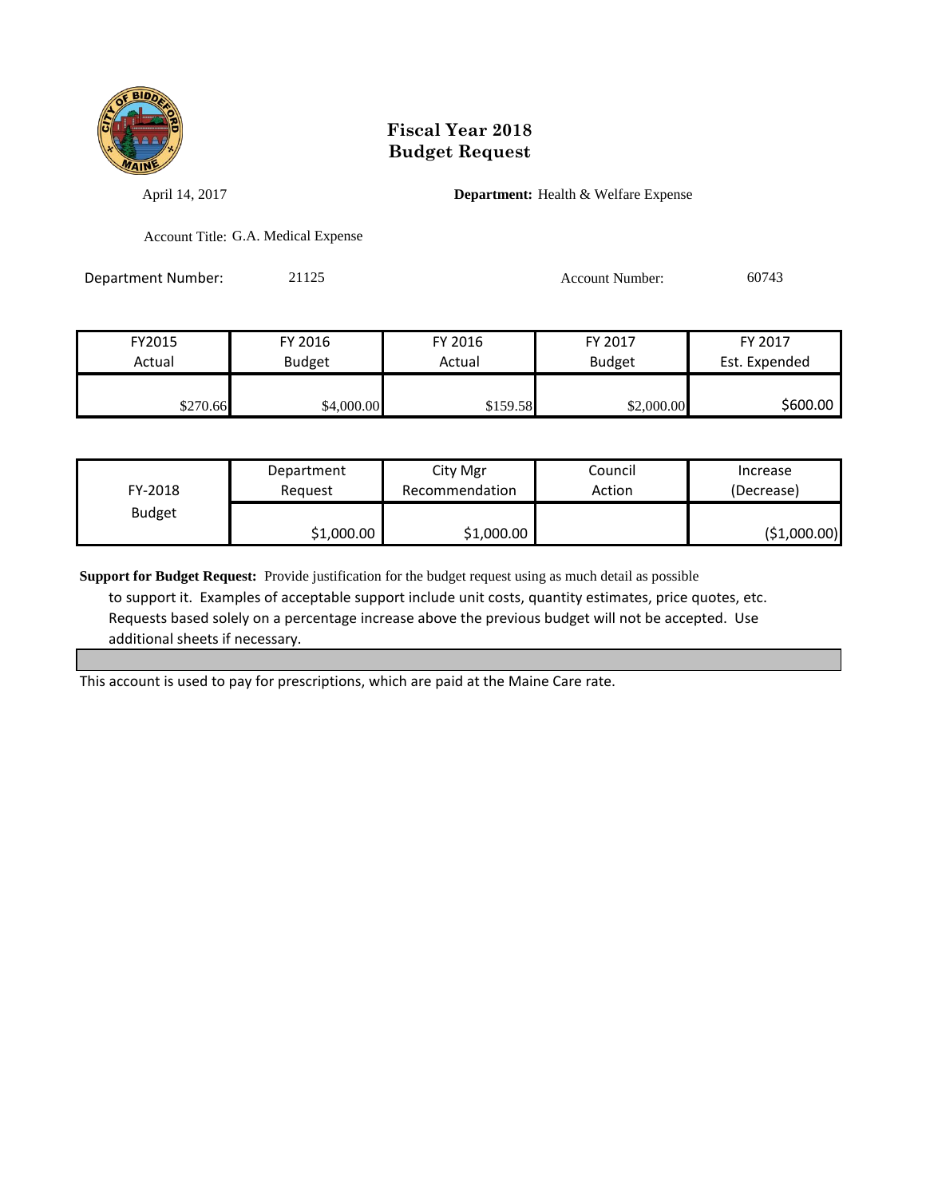# Fiscal Year 2018
# Budget Request

April 14, 2017

**Department:** Health & Welfare Expense

Account Title: G.A. Medical Expense

Department Number: 21125

Account Number: 60743

| FY2015 Actual | FY 2016 Budget | FY 2016 Actual | FY 2017 Budget | FY 2017 Est. Expended |
|---|---|---|---|---|
| $270.66 | $4,000.00 | $159.58 | $2,000.00 | $600.00 |

| FY-2018 Budget | Department Request | City Mgr Recommendation | Council Action | Increase (Decrease) |
|---|---|---|---|---|
| | $1,000.00 | $1,000.00 | | ($1,000.00) |

**Support for Budget Request:** Provide justification for the budget request using as much detail as possible to support it. Examples of acceptable support include unit costs, quantity estimates, price quotes, etc. Requests based solely on a percentage increase above the previous budget will not be accepted. Use additional sheets if necessary.

This account is used to pay for prescriptions, which are paid at the Maine Care rate.